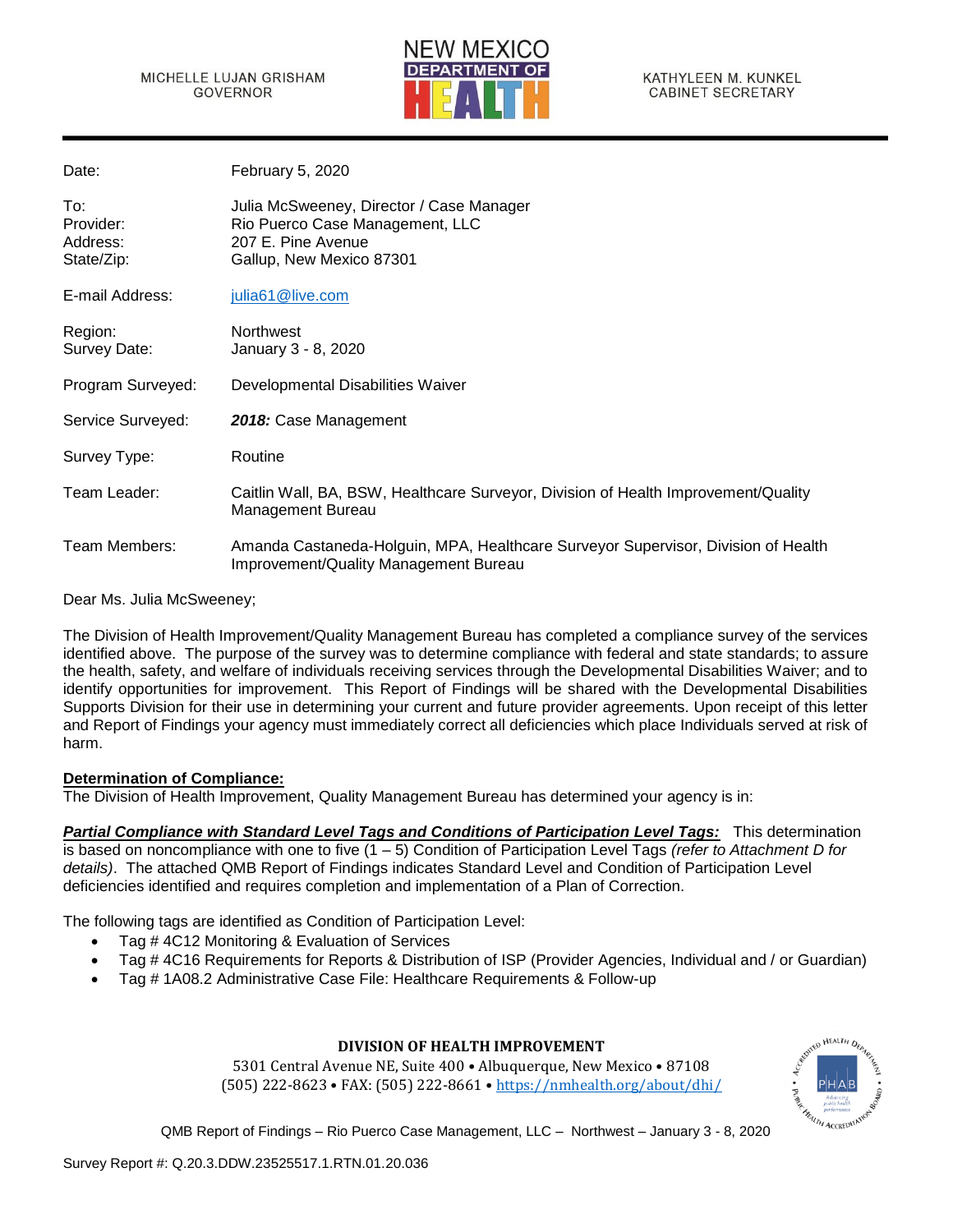MICHELLE LUJAN GRISHAM
GOVERNOR

NEW MEXICO
DEPARTMENT OF
HEALTH

KATHYLEEN M. KUNKEL
CABINET SECRETARY

| | |
|---|---|
| Date: | February 5, 2020 |
| To: | Julia McSweeney, Director / Case Manager |
| Provider: | Rio Puerco Case Management, LLC |
| Address: | 207 E. Pine Avenue |
| State/Zip: | Gallup, New Mexico 87301 |
| E-mail Address: | julia61@live.com |
| Region: | Northwest |
| Survey Date: | January 3 - 8, 2020 |
| Program Surveyed: | Developmental Disabilities Waiver |
| Service Surveyed: | ***2018:*** Case Management |
| Survey Type: | Routine |
| Team Leader: | Caitlin Wall, BA, BSW, Healthcare Surveyor, Division of Health Improvement/Quality Management Bureau |
| Team Members: | Amanda Castaneda-Holguin, MPA, Healthcare Surveyor Supervisor, Division of Health Improvement/Quality Management Bureau |

Dear Ms. Julia McSweeney;

The Division of Health Improvement/Quality Management Bureau has completed a compliance survey of the services identified above. The purpose of the survey was to determine compliance with federal and state standards; to assure the health, safety, and welfare of individuals receiving services through the Developmental Disabilities Waiver; and to identify opportunities for improvement. This Report of Findings will be shared with the Developmental Disabilities Supports Division for their use in determining your current and future provider agreements. Upon receipt of this letter and Report of Findings your agency must immediately correct all deficiencies which place Individuals served at risk of harm.

**Determination of Compliance:**

The Division of Health Improvement, Quality Management Bureau has determined your agency is in:

***Partial Compliance with Standard Level Tags and Conditions of Participation Level Tags:*** This determination is based on noncompliance with one to five (1 – 5) Condition of Participation Level Tags *(refer to Attachment D for details)*. The attached QMB Report of Findings indicates Standard Level and Condition of Participation Level deficiencies identified and requires completion and implementation of a Plan of Correction.

The following tags are identified as Condition of Participation Level:

- Tag # 4C12 Monitoring & Evaluation of Services
- Tag # 4C16 Requirements for Reports & Distribution of ISP (Provider Agencies, Individual and / or Guardian)
- Tag # 1A08.2 Administrative Case File: Healthcare Requirements & Follow-up

**DIVISION OF HEALTH IMPROVEMENT**
5301 Central Avenue NE, Suite 400 • Albuquerque, New Mexico • 87108
(505) 222-8623 • FAX: (505) 222-8661 • https://nmhealth.org/about/dhi/

QMB Report of Findings – Rio Puerco Case Management, LLC – Northwest – January 3 - 8, 2020

Survey Report #: Q.20.3.DDW.23525517.1.RTN.01.20.036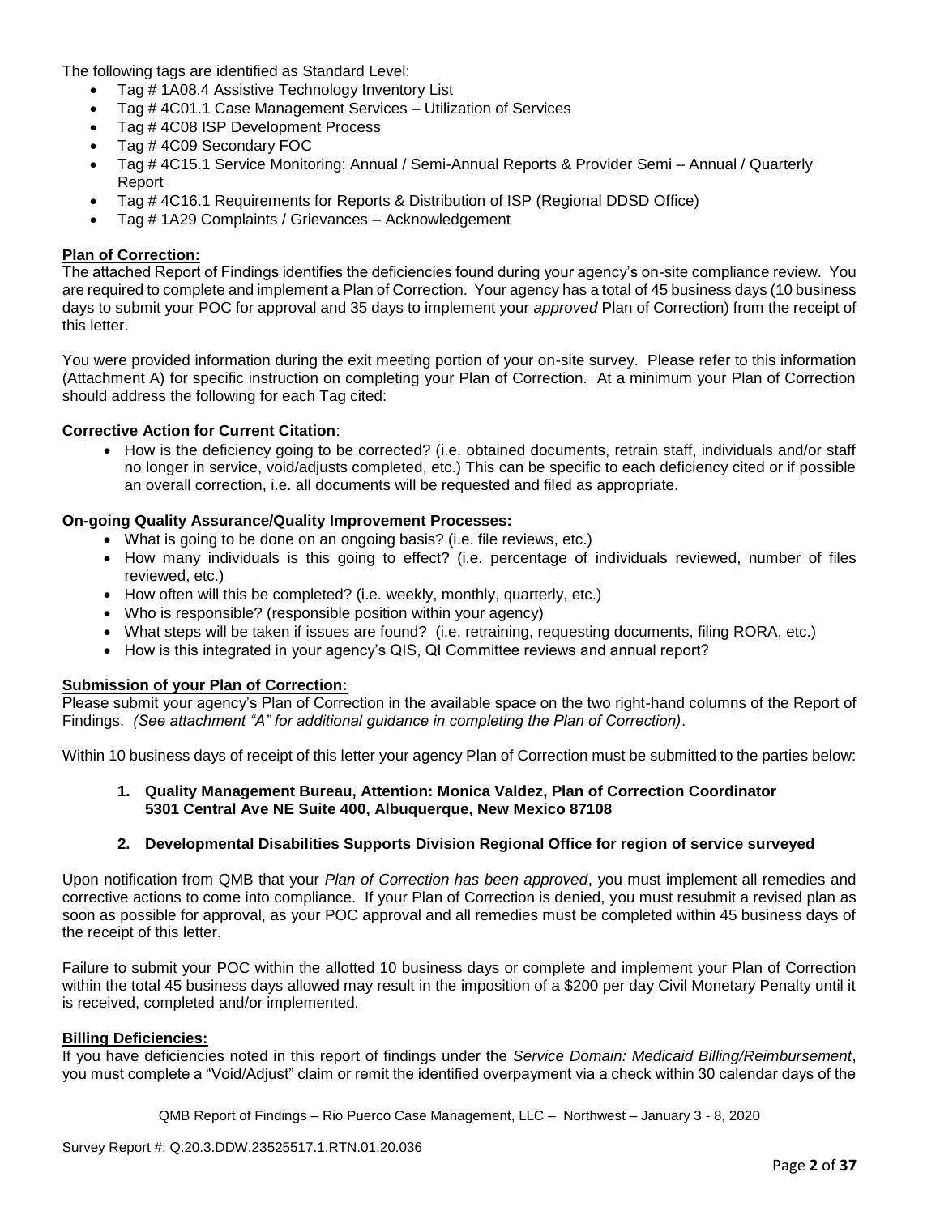The following tags are identified as Standard Level:

- Tag # 1A08.4 Assistive Technology Inventory List
- Tag # 4C01.1 Case Management Services – Utilization of Services
- Tag # 4C08 ISP Development Process
- Tag # 4C09 Secondary FOC
- Tag # 4C15.1 Service Monitoring: Annual / Semi-Annual Reports & Provider Semi – Annual / Quarterly Report
- Tag # 4C16.1 Requirements for Reports & Distribution of ISP (Regional DDSD Office)
- Tag # 1A29 Complaints / Grievances – Acknowledgement

**Plan of Correction:**

The attached Report of Findings identifies the deficiencies found during your agency's on-site compliance review. You are required to complete and implement a Plan of Correction. Your agency has a total of 45 business days (10 business days to submit your POC for approval and 35 days to implement your *approved* Plan of Correction) from the receipt of this letter.

You were provided information during the exit meeting portion of your on-site survey. Please refer to this information (Attachment A) for specific instruction on completing your Plan of Correction. At a minimum your Plan of Correction should address the following for each Tag cited:

**Corrective Action for Current Citation**:

- How is the deficiency going to be corrected? (i.e. obtained documents, retrain staff, individuals and/or staff no longer in service, void/adjusts completed, etc.) This can be specific to each deficiency cited or if possible an overall correction, i.e. all documents will be requested and filed as appropriate.

**On-going Quality Assurance/Quality Improvement Processes:**

- What is going to be done on an ongoing basis? (i.e. file reviews, etc.)
- How many individuals is this going to effect? (i.e. percentage of individuals reviewed, number of files reviewed, etc.)
- How often will this be completed? (i.e. weekly, monthly, quarterly, etc.)
- Who is responsible? (responsible position within your agency)
- What steps will be taken if issues are found? (i.e. retraining, requesting documents, filing RORA, etc.)
- How is this integrated in your agency's QIS, QI Committee reviews and annual report?

**Submission of your Plan of Correction:**

Please submit your agency's Plan of Correction in the available space on the two right-hand columns of the Report of Findings. *(See attachment "A" for additional guidance in completing the Plan of Correction)*.

Within 10 business days of receipt of this letter your agency Plan of Correction must be submitted to the parties below:

1. **Quality Management Bureau, Attention: Monica Valdez, Plan of Correction Coordinator 5301 Central Ave NE Suite 400, Albuquerque, New Mexico 87108**

2. **Developmental Disabilities Supports Division Regional Office for region of service surveyed**

Upon notification from QMB that your *Plan of Correction has been approved*, you must implement all remedies and corrective actions to come into compliance. If your Plan of Correction is denied, you must resubmit a revised plan as soon as possible for approval, as your POC approval and all remedies must be completed within 45 business days of the receipt of this letter.

Failure to submit your POC within the allotted 10 business days or complete and implement your Plan of Correction within the total 45 business days allowed may result in the imposition of a $200 per day Civil Monetary Penalty until it is received, completed and/or implemented.

**Billing Deficiencies:**

If you have deficiencies noted in this report of findings under the *Service Domain: Medicaid Billing/Reimbursement*, you must complete a "Void/Adjust" claim or remit the identified overpayment via a check within 30 calendar days of the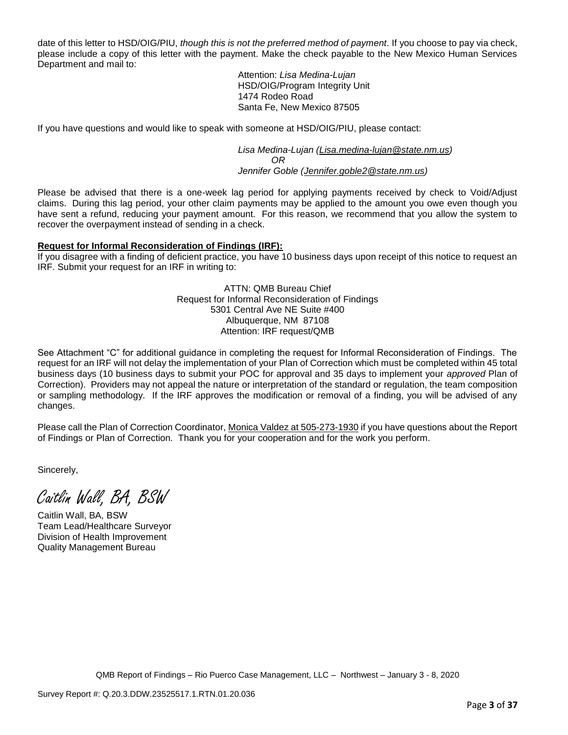date of this letter to HSD/OIG/PIU, *though this is not the preferred method of payment*. If you choose to pay via check, please include a copy of this letter with the payment. Make the check payable to the New Mexico Human Services Department and mail to:

Attention: *Lisa Medina-Lujan*
HSD/OIG/Program Integrity Unit
1474 Rodeo Road
Santa Fe, New Mexico 87505

If you have questions and would like to speak with someone at HSD/OIG/PIU, please contact:

*Lisa Medina-Lujan (Lisa.medina-lujan@state.nm.us)*
*OR*
*Jennifer Goble (Jennifer.goble2@state.nm.us)*

Please be advised that there is a one-week lag period for applying payments received by check to Void/Adjust claims. During this lag period, your other claim payments may be applied to the amount you owe even though you have sent a refund, reducing your payment amount. For this reason, we recommend that you allow the system to recover the overpayment instead of sending in a check.

**Request for Informal Reconsideration of Findings (IRF):**

If you disagree with a finding of deficient practice, you have 10 business days upon receipt of this notice to request an IRF. Submit your request for an IRF in writing to:

ATTN: QMB Bureau Chief
Request for Informal Reconsideration of Findings
5301 Central Ave NE Suite #400
Albuquerque, NM 87108
Attention: IRF request/QMB

See Attachment "C" for additional guidance in completing the request for Informal Reconsideration of Findings. The request for an IRF will not delay the implementation of your Plan of Correction which must be completed within 45 total business days (10 business days to submit your POC for approval and 35 days to implement your *approved* Plan of Correction). Providers may not appeal the nature or interpretation of the standard or regulation, the team composition or sampling methodology. If the IRF approves the modification or removal of a finding, you will be advised of any changes.

Please call the Plan of Correction Coordinator, Monica Valdez at 505-273-1930 if you have questions about the Report of Findings or Plan of Correction. Thank you for your cooperation and for the work you perform.

Sincerely,

*Caitlin Wall, BA, BSW*

Caitlin Wall, BA, BSW
Team Lead/Healthcare Surveyor
Division of Health Improvement
Quality Management Bureau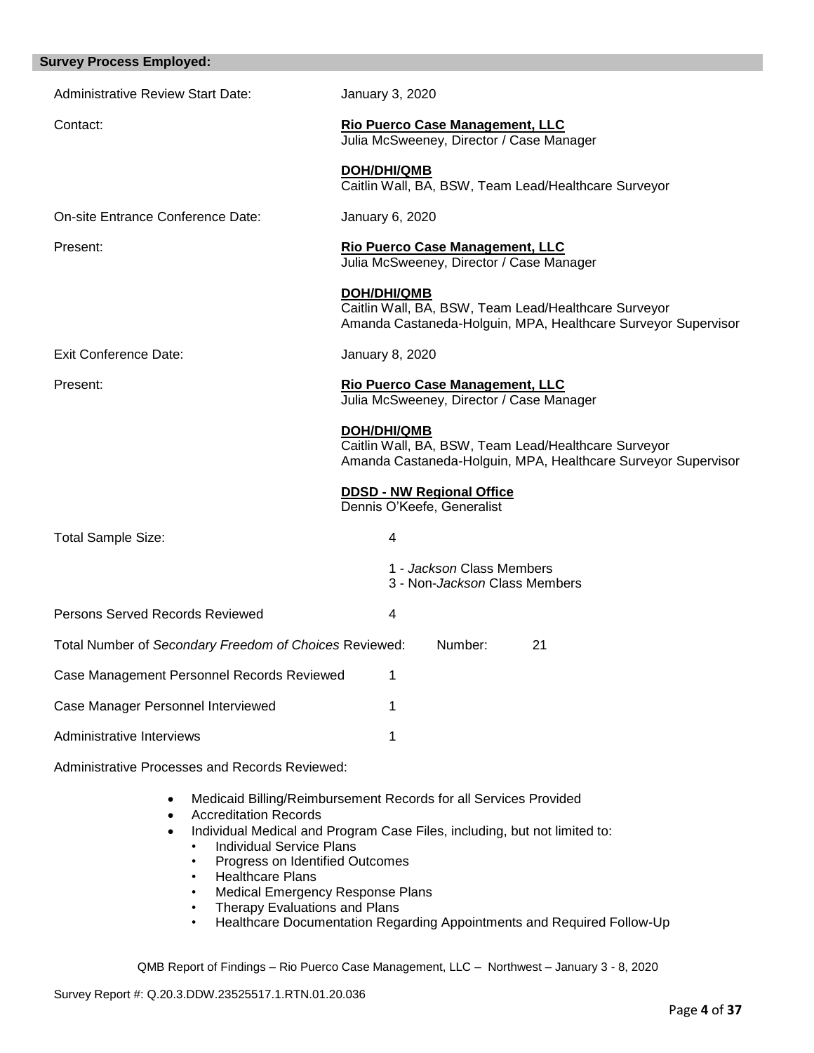## Survey Process Employed:

| | |
|---|---|
| Administrative Review Start Date: | January 3, 2020 |
| Contact: | **Rio Puerco Case Management, LLC**<br>Julia McSweeney, Director / Case Manager |
| | **DOH/DHI/QMB**<br>Caitlin Wall, BA, BSW, Team Lead/Healthcare Surveyor |
| On-site Entrance Conference Date: | January 6, 2020 |
| Present: | **Rio Puerco Case Management, LLC**<br>Julia McSweeney, Director / Case Manager |
| | **DOH/DHI/QMB**<br>Caitlin Wall, BA, BSW, Team Lead/Healthcare Surveyor<br>Amanda Castaneda-Holguin, MPA, Healthcare Surveyor Supervisor |
| Exit Conference Date: | January 8, 2020 |
| Present: | **Rio Puerco Case Management, LLC**<br>Julia McSweeney, Director / Case Manager |
| | **DOH/DHI/QMB**<br>Caitlin Wall, BA, BSW, Team Lead/Healthcare Surveyor<br>Amanda Castaneda-Holguin, MPA, Healthcare Surveyor Supervisor |
| | **DDSD - NW Regional Office**<br>Dennis O'Keefe, Generalist |
| Total Sample Size: | 4 |
| | 1 - *Jackson* Class Members<br>3 - Non-*Jackson* Class Members |
| Persons Served Records Reviewed | 4 |
| Total Number of *Secondary Freedom of Choices* Reviewed: | Number: 21 |
| Case Management Personnel Records Reviewed | 1 |
| Case Manager Personnel Interviewed | 1 |
| Administrative Interviews | 1 |

Administrative Processes and Records Reviewed:

- Medicaid Billing/Reimbursement Records for all Services Provided
- Accreditation Records
- Individual Medical and Program Case Files, including, but not limited to:
  - Individual Service Plans
  - Progress on Identified Outcomes
  - Healthcare Plans
  - Medical Emergency Response Plans
  - Therapy Evaluations and Plans
  - Healthcare Documentation Regarding Appointments and Required Follow-Up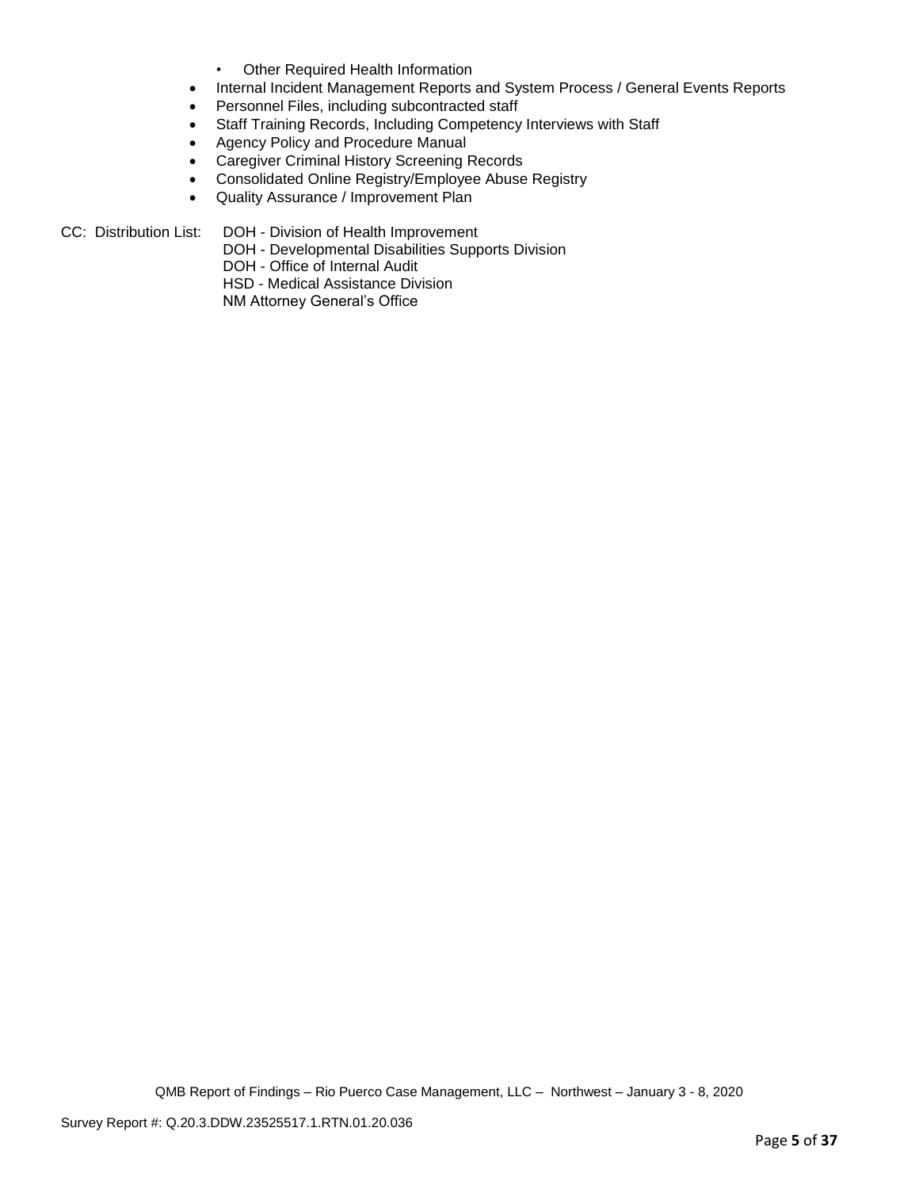- Other Required Health Information
- Internal Incident Management Reports and System Process / General Events Reports
- Personnel Files, including subcontracted staff
- Staff Training Records, Including Competency Interviews with Staff
- Agency Policy and Procedure Manual
- Caregiver Criminal History Screening Records
- Consolidated Online Registry/Employee Abuse Registry
- Quality Assurance / Improvement Plan

CC: Distribution List:
DOH - Division of Health Improvement
DOH - Developmental Disabilities Supports Division
DOH - Office of Internal Audit
HSD - Medical Assistance Division
NM Attorney General's Office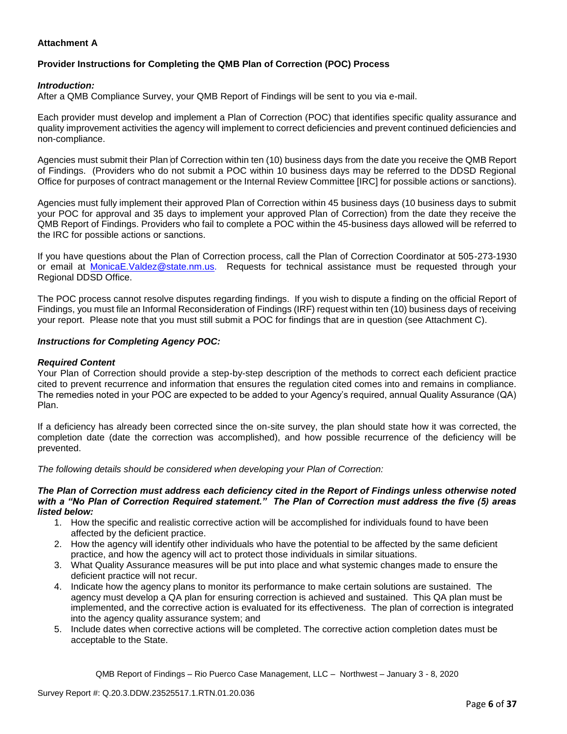**Attachment A**

**Provider Instructions for Completing the QMB Plan of Correction (POC) Process**

***Introduction:***

After a QMB Compliance Survey, your QMB Report of Findings will be sent to you via e-mail.

Each provider must develop and implement a Plan of Correction (POC) that identifies specific quality assurance and quality improvement activities the agency will implement to correct deficiencies and prevent continued deficiencies and non-compliance.

Agencies must submit their Plan of Correction within ten (10) business days from the date you receive the QMB Report of Findings. (Providers who do not submit a POC within 10 business days may be referred to the DDSD Regional Office for purposes of contract management or the Internal Review Committee [IRC] for possible actions or sanctions).

Agencies must fully implement their approved Plan of Correction within 45 business days (10 business days to submit your POC for approval and 35 days to implement your approved Plan of Correction) from the date they receive the QMB Report of Findings. Providers who fail to complete a POC within the 45-business days allowed will be referred to the IRC for possible actions or sanctions.

If you have questions about the Plan of Correction process, call the Plan of Correction Coordinator at 505-273-1930 or email at MonicaE.Valdez@state.nm.us. Requests for technical assistance must be requested through your Regional DDSD Office.

The POC process cannot resolve disputes regarding findings. If you wish to dispute a finding on the official Report of Findings, you must file an Informal Reconsideration of Findings (IRF) request within ten (10) business days of receiving your report. Please note that you must still submit a POC for findings that are in question (see Attachment C).

***Instructions for Completing Agency POC:***

***Required Content***

Your Plan of Correction should provide a step-by-step description of the methods to correct each deficient practice cited to prevent recurrence and information that ensures the regulation cited comes into and remains in compliance. The remedies noted in your POC are expected to be added to your Agency's required, annual Quality Assurance (QA) Plan.

If a deficiency has already been corrected since the on-site survey, the plan should state how it was corrected, the completion date (date the correction was accomplished), and how possible recurrence of the deficiency will be prevented.

*The following details should be considered when developing your Plan of Correction:*

***The Plan of Correction must address each deficiency cited in the Report of Findings unless otherwise noted with a "No Plan of Correction Required statement." The Plan of Correction must address the five (5) areas listed below:***

1. How the specific and realistic corrective action will be accomplished for individuals found to have been affected by the deficient practice.
2. How the agency will identify other individuals who have the potential to be affected by the same deficient practice, and how the agency will act to protect those individuals in similar situations.
3. What Quality Assurance measures will be put into place and what systemic changes made to ensure the deficient practice will not recur.
4. Indicate how the agency plans to monitor its performance to make certain solutions are sustained. The agency must develop a QA plan for ensuring correction is achieved and sustained. This QA plan must be implemented, and the corrective action is evaluated for its effectiveness. The plan of correction is integrated into the agency quality assurance system; and
5. Include dates when corrective actions will be completed. The corrective action completion dates must be acceptable to the State.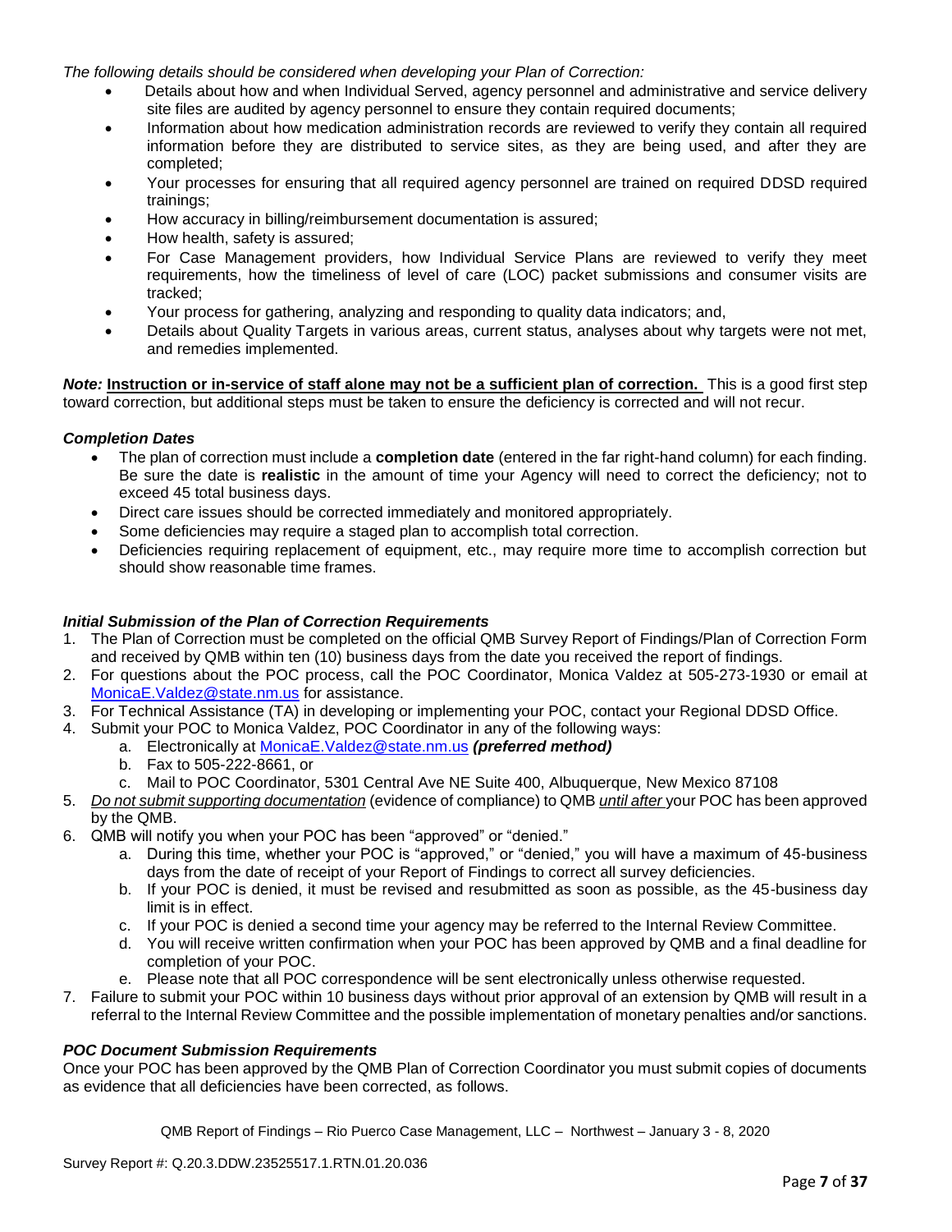*The following details should be considered when developing your Plan of Correction:*

- Details about how and when Individual Served, agency personnel and administrative and service delivery site files are audited by agency personnel to ensure they contain required documents;
- Information about how medication administration records are reviewed to verify they contain all required information before they are distributed to service sites, as they are being used, and after they are completed;
- Your processes for ensuring that all required agency personnel are trained on required DDSD required trainings;
- How accuracy in billing/reimbursement documentation is assured;
- How health, safety is assured;
- For Case Management providers, how Individual Service Plans are reviewed to verify they meet requirements, how the timeliness of level of care (LOC) packet submissions and consumer visits are tracked;
- Your process for gathering, analyzing and responding to quality data indicators; and,
- Details about Quality Targets in various areas, current status, analyses about why targets were not met, and remedies implemented.

***Note:*** **Instruction or in-service of staff alone may not be a sufficient plan of correction.** This is a good first step toward correction, but additional steps must be taken to ensure the deficiency is corrected and will not recur.

### *Completion Dates*

- The plan of correction must include a **completion date** (entered in the far right-hand column) for each finding. Be sure the date is **realistic** in the amount of time your Agency will need to correct the deficiency; not to exceed 45 total business days.
- Direct care issues should be corrected immediately and monitored appropriately.
- Some deficiencies may require a staged plan to accomplish total correction.
- Deficiencies requiring replacement of equipment, etc., may require more time to accomplish correction but should show reasonable time frames.

### *Initial Submission of the Plan of Correction Requirements*

1. The Plan of Correction must be completed on the official QMB Survey Report of Findings/Plan of Correction Form and received by QMB within ten (10) business days from the date you received the report of findings.
2. For questions about the POC process, call the POC Coordinator, Monica Valdez at 505-273-1930 or email at MonicaE.Valdez@state.nm.us for assistance.
3. For Technical Assistance (TA) in developing or implementing your POC, contact your Regional DDSD Office.
4. Submit your POC to Monica Valdez, POC Coordinator in any of the following ways:
   a. Electronically at MonicaE.Valdez@state.nm.us ***(preferred method)***
   b. Fax to 505-222-8661, or
   c. Mail to POC Coordinator, 5301 Central Ave NE Suite 400, Albuquerque, New Mexico 87108
5. *Do not submit supporting documentation* (evidence of compliance) to QMB *until after* your POC has been approved by the QMB.
6. QMB will notify you when your POC has been "approved" or "denied."
   a. During this time, whether your POC is "approved," or "denied," you will have a maximum of 45-business days from the date of receipt of your Report of Findings to correct all survey deficiencies.
   b. If your POC is denied, it must be revised and resubmitted as soon as possible, as the 45-business day limit is in effect.
   c. If your POC is denied a second time your agency may be referred to the Internal Review Committee.
   d. You will receive written confirmation when your POC has been approved by QMB and a final deadline for completion of your POC.
   e. Please note that all POC correspondence will be sent electronically unless otherwise requested.
7. Failure to submit your POC within 10 business days without prior approval of an extension by QMB will result in a referral to the Internal Review Committee and the possible implementation of monetary penalties and/or sanctions.

### *POC Document Submission Requirements*

Once your POC has been approved by the QMB Plan of Correction Coordinator you must submit copies of documents as evidence that all deficiencies have been corrected, as follows.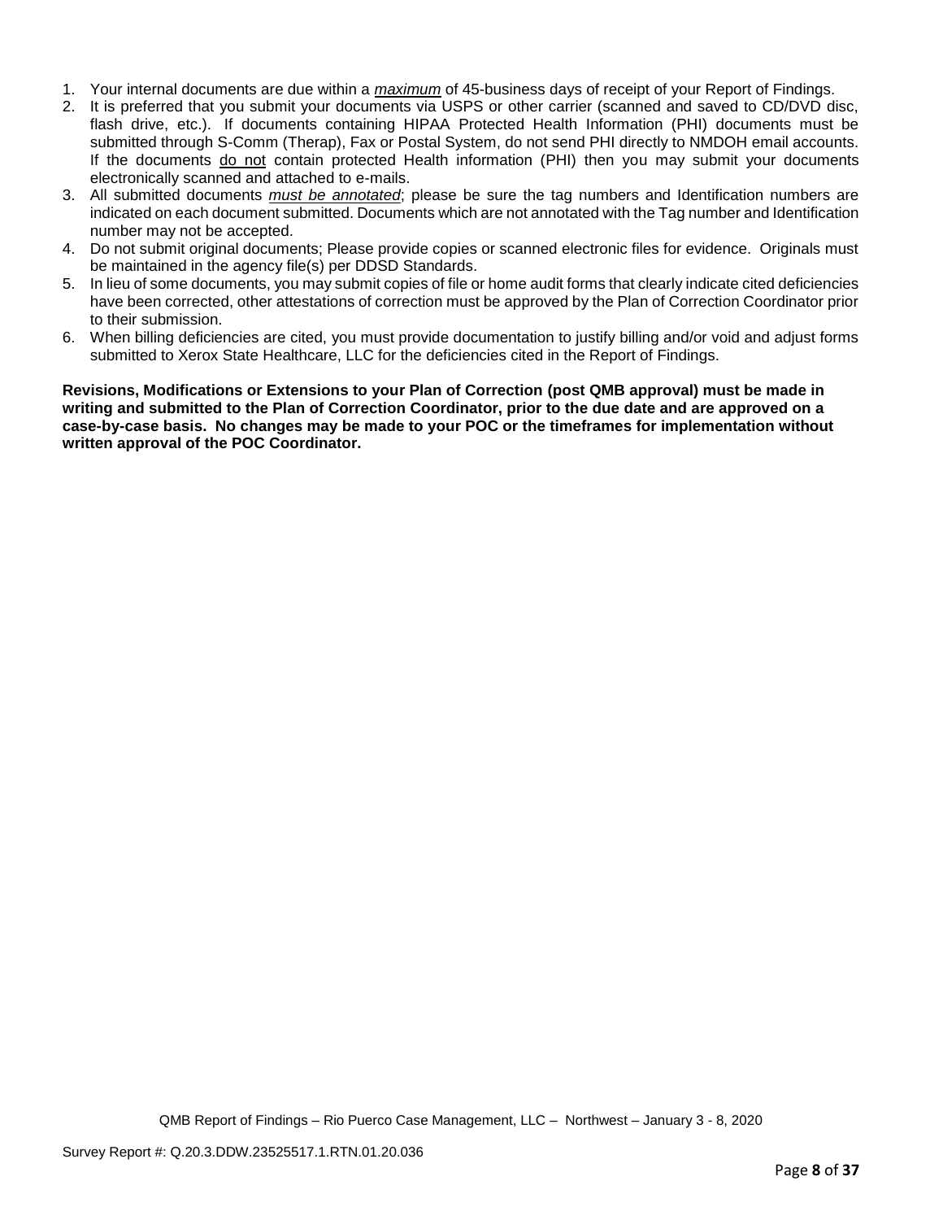1. Your internal documents are due within a *maximum* of 45-business days of receipt of your Report of Findings.
2. It is preferred that you submit your documents via USPS or other carrier (scanned and saved to CD/DVD disc, flash drive, etc.). If documents containing HIPAA Protected Health Information (PHI) documents must be submitted through S-Comm (Therap), Fax or Postal System, do not send PHI directly to NMDOH email accounts. If the documents do not contain protected Health information (PHI) then you may submit your documents electronically scanned and attached to e-mails.
3. All submitted documents *must be annotated*; please be sure the tag numbers and Identification numbers are indicated on each document submitted. Documents which are not annotated with the Tag number and Identification number may not be accepted.
4. Do not submit original documents; Please provide copies or scanned electronic files for evidence. Originals must be maintained in the agency file(s) per DDSD Standards.
5. In lieu of some documents, you may submit copies of file or home audit forms that clearly indicate cited deficiencies have been corrected, other attestations of correction must be approved by the Plan of Correction Coordinator prior to their submission.
6. When billing deficiencies are cited, you must provide documentation to justify billing and/or void and adjust forms submitted to Xerox State Healthcare, LLC for the deficiencies cited in the Report of Findings.

**Revisions, Modifications or Extensions to your Plan of Correction (post QMB approval) must be made in writing and submitted to the Plan of Correction Coordinator, prior to the due date and are approved on a case-by-case basis. No changes may be made to your POC or the timeframes for implementation without written approval of the POC Coordinator.**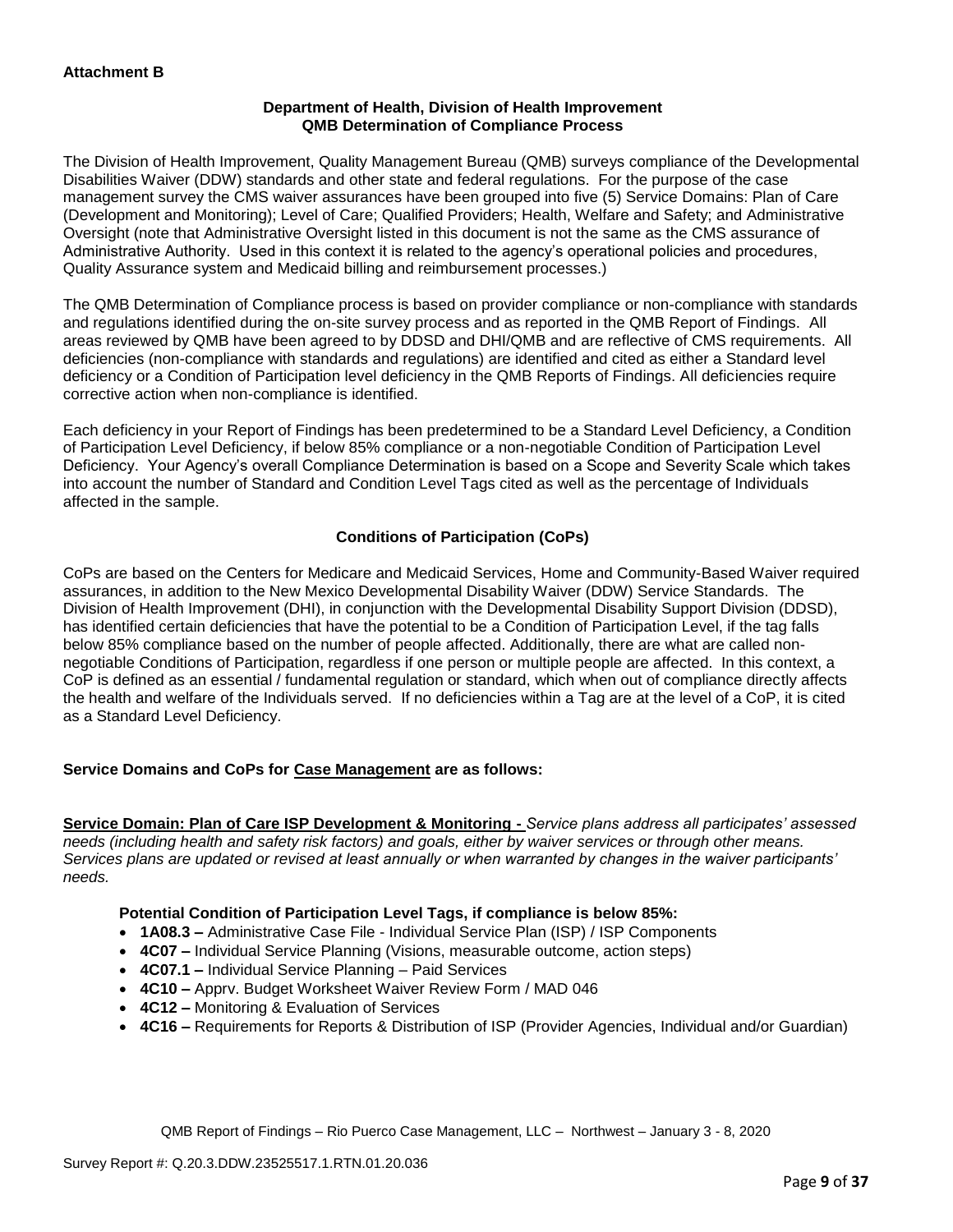**Attachment B**

**Department of Health, Division of Health Improvement**
**QMB Determination of Compliance Process**

The Division of Health Improvement, Quality Management Bureau (QMB) surveys compliance of the Developmental Disabilities Waiver (DDW) standards and other state and federal regulations. For the purpose of the case management survey the CMS waiver assurances have been grouped into five (5) Service Domains: Plan of Care (Development and Monitoring); Level of Care; Qualified Providers; Health, Welfare and Safety; and Administrative Oversight (note that Administrative Oversight listed in this document is not the same as the CMS assurance of Administrative Authority. Used in this context it is related to the agency's operational policies and procedures, Quality Assurance system and Medicaid billing and reimbursement processes.)

The QMB Determination of Compliance process is based on provider compliance or non-compliance with standards and regulations identified during the on-site survey process and as reported in the QMB Report of Findings. All areas reviewed by QMB have been agreed to by DDSD and DHI/QMB and are reflective of CMS requirements. All deficiencies (non-compliance with standards and regulations) are identified and cited as either a Standard level deficiency or a Condition of Participation level deficiency in the QMB Reports of Findings. All deficiencies require corrective action when non-compliance is identified.

Each deficiency in your Report of Findings has been predetermined to be a Standard Level Deficiency, a Condition of Participation Level Deficiency, if below 85% compliance or a non-negotiable Condition of Participation Level Deficiency. Your Agency's overall Compliance Determination is based on a Scope and Severity Scale which takes into account the number of Standard and Condition Level Tags cited as well as the percentage of Individuals affected in the sample.

**Conditions of Participation (CoPs)**

CoPs are based on the Centers for Medicare and Medicaid Services, Home and Community-Based Waiver required assurances, in addition to the New Mexico Developmental Disability Waiver (DDW) Service Standards. The Division of Health Improvement (DHI), in conjunction with the Developmental Disability Support Division (DDSD), has identified certain deficiencies that have the potential to be a Condition of Participation Level, if the tag falls below 85% compliance based on the number of people affected. Additionally, there are what are called non-negotiable Conditions of Participation, regardless if one person or multiple people are affected. In this context, a CoP is defined as an essential / fundamental regulation or standard, which when out of compliance directly affects the health and welfare of the Individuals served. If no deficiencies within a Tag are at the level of a CoP, it is cited as a Standard Level Deficiency.

**Service Domains and CoPs for Case Management are as follows:**

**Service Domain: Plan of Care ISP Development & Monitoring -** *Service plans address all participates' assessed needs (including health and safety risk factors) and goals, either by waiver services or through other means. Services plans are updated or revised at least annually or when warranted by changes in the waiver participants' needs.*

**Potential Condition of Participation Level Tags, if compliance is below 85%:**

- **1A08.3 –** Administrative Case File - Individual Service Plan (ISP) / ISP Components
- **4C07 –** Individual Service Planning (Visions, measurable outcome, action steps)
- **4C07.1 –** Individual Service Planning – Paid Services
- **4C10 –** Apprv. Budget Worksheet Waiver Review Form / MAD 046
- **4C12 –** Monitoring & Evaluation of Services
- **4C16 –** Requirements for Reports & Distribution of ISP (Provider Agencies, Individual and/or Guardian)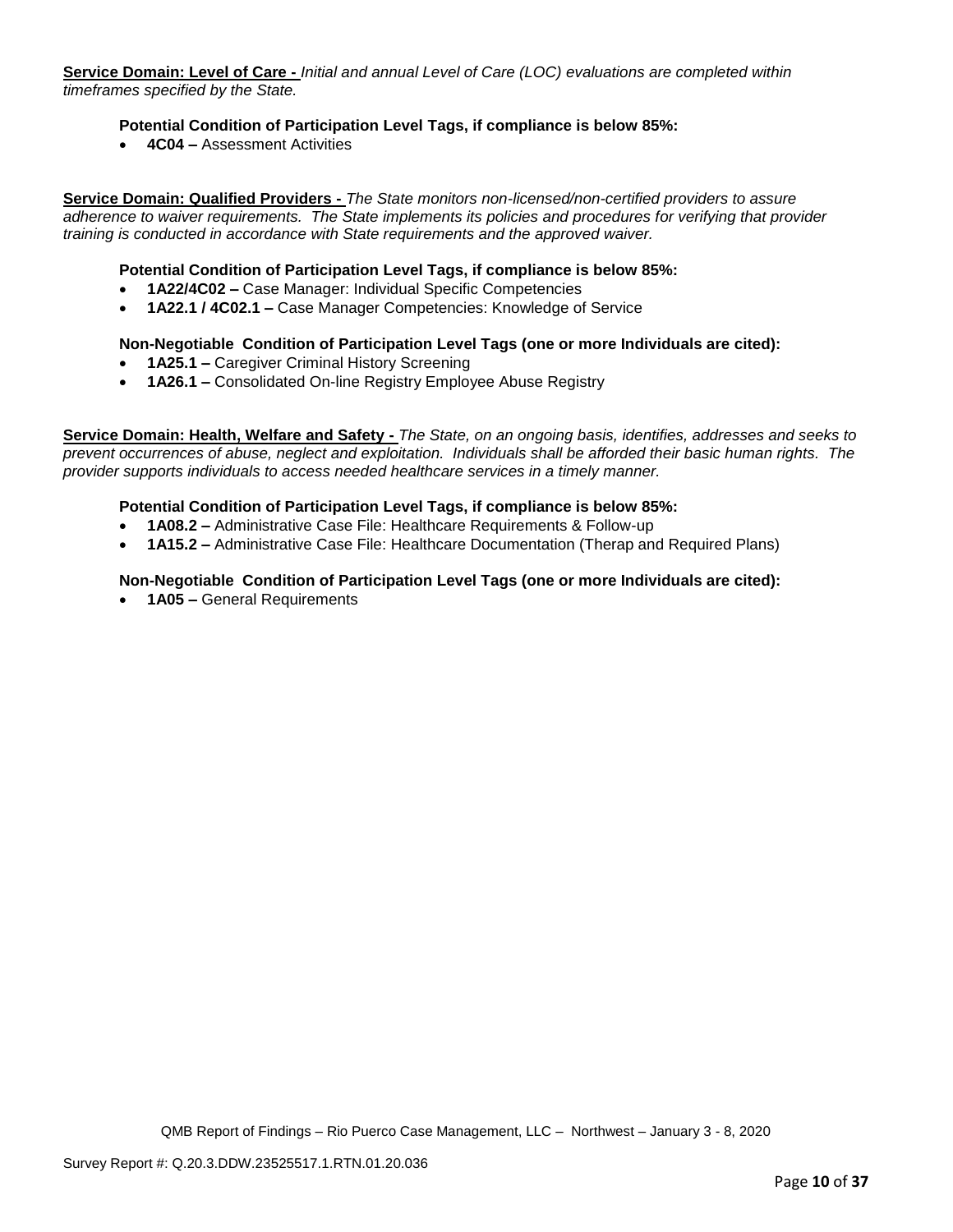**<u>Service Domain: Level of Care -</u>** *Initial and annual Level of Care (LOC) evaluations are completed within timeframes specified by the State.*

**Potential Condition of Participation Level Tags, if compliance is below 85%:**

- **4C04 –** Assessment Activities

**<u>Service Domain: Qualified Providers -</u>** *The State monitors non-licensed/non-certified providers to assure adherence to waiver requirements. The State implements its policies and procedures for verifying that provider training is conducted in accordance with State requirements and the approved waiver.*

**Potential Condition of Participation Level Tags, if compliance is below 85%:**

- **1A22/4C02 –** Case Manager: Individual Specific Competencies
- **1A22.1 / 4C02.1 –** Case Manager Competencies: Knowledge of Service

**Non-Negotiable Condition of Participation Level Tags (one or more Individuals are cited):**

- **1A25.1 –** Caregiver Criminal History Screening
- **1A26.1 –** Consolidated On-line Registry Employee Abuse Registry

**<u>Service Domain: Health, Welfare and Safety -</u>** *The State, on an ongoing basis, identifies, addresses and seeks to prevent occurrences of abuse, neglect and exploitation. Individuals shall be afforded their basic human rights. The provider supports individuals to access needed healthcare services in a timely manner.*

**Potential Condition of Participation Level Tags, if compliance is below 85%:**

- **1A08.2 –** Administrative Case File: Healthcare Requirements & Follow-up
- **1A15.2 –** Administrative Case File: Healthcare Documentation (Therap and Required Plans)

**Non-Negotiable Condition of Participation Level Tags (one or more Individuals are cited):**

- **1A05 –** General Requirements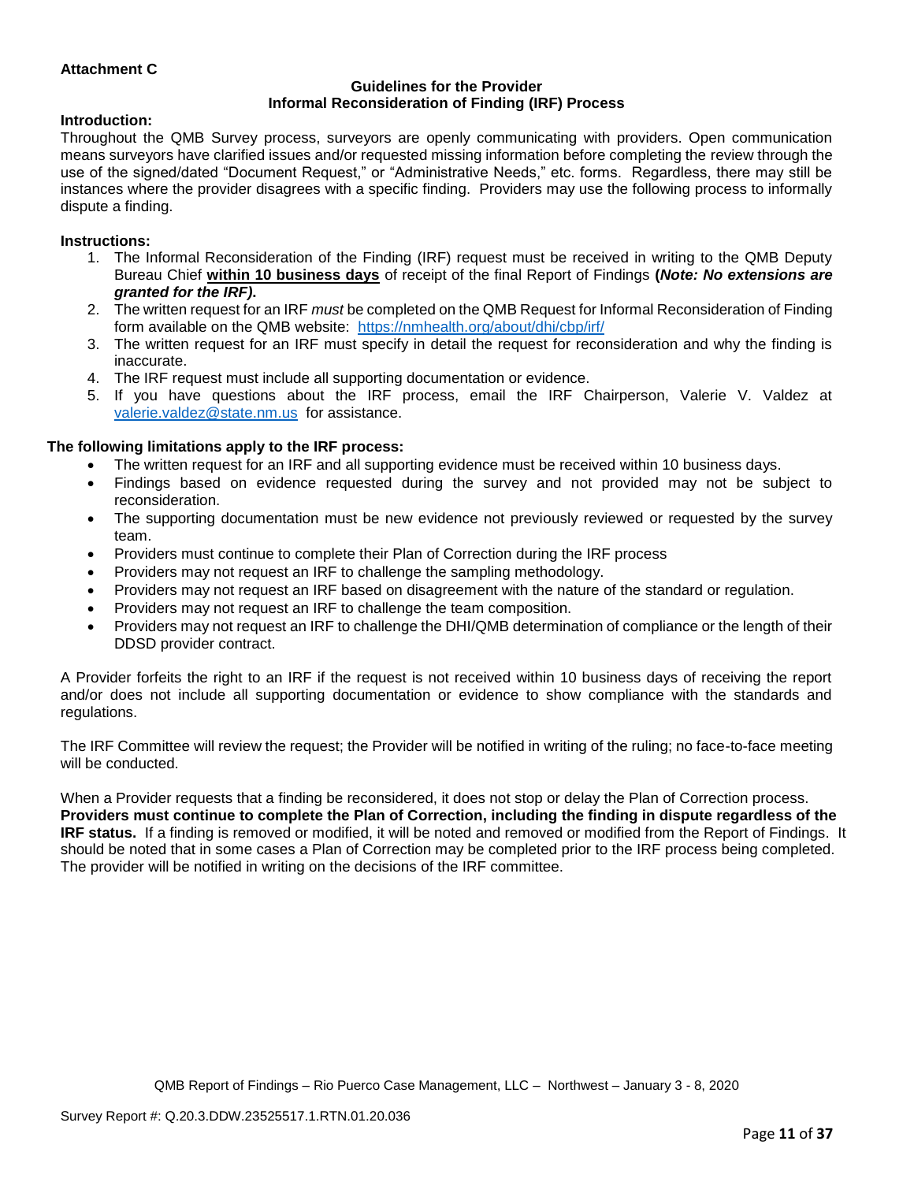**Attachment C**

**Guidelines for the Provider**
**Informal Reconsideration of Finding (IRF) Process**

**Introduction:**

Throughout the QMB Survey process, surveyors are openly communicating with providers. Open communication means surveyors have clarified issues and/or requested missing information before completing the review through the use of the signed/dated "Document Request," or "Administrative Needs," etc. forms. Regardless, there may still be instances where the provider disagrees with a specific finding. Providers may use the following process to informally dispute a finding.

**Instructions:**

1. The Informal Reconsideration of the Finding (IRF) request must be received in writing to the QMB Deputy Bureau Chief **within 10 business days** of receipt of the final Report of Findings **(*Note: No extensions are granted for the IRF)*.**
2. The written request for an IRF *must* be completed on the QMB Request for Informal Reconsideration of Finding form available on the QMB website: https://nmhealth.org/about/dhi/cbp/irf/
3. The written request for an IRF must specify in detail the request for reconsideration and why the finding is inaccurate.
4. The IRF request must include all supporting documentation or evidence.
5. If you have questions about the IRF process, email the IRF Chairperson, Valerie V. Valdez at valerie.valdez@state.nm.us for assistance.

**The following limitations apply to the IRF process:**

- The written request for an IRF and all supporting evidence must be received within 10 business days.
- Findings based on evidence requested during the survey and not provided may not be subject to reconsideration.
- The supporting documentation must be new evidence not previously reviewed or requested by the survey team.
- Providers must continue to complete their Plan of Correction during the IRF process
- Providers may not request an IRF to challenge the sampling methodology.
- Providers may not request an IRF based on disagreement with the nature of the standard or regulation.
- Providers may not request an IRF to challenge the team composition.
- Providers may not request an IRF to challenge the DHI/QMB determination of compliance or the length of their DDSD provider contract.

A Provider forfeits the right to an IRF if the request is not received within 10 business days of receiving the report and/or does not include all supporting documentation or evidence to show compliance with the standards and regulations.

The IRF Committee will review the request; the Provider will be notified in writing of the ruling; no face-to-face meeting will be conducted.

When a Provider requests that a finding be reconsidered, it does not stop or delay the Plan of Correction process. **Providers must continue to complete the Plan of Correction, including the finding in dispute regardless of the IRF status.** If a finding is removed or modified, it will be noted and removed or modified from the Report of Findings. It should be noted that in some cases a Plan of Correction may be completed prior to the IRF process being completed. The provider will be notified in writing on the decisions of the IRF committee.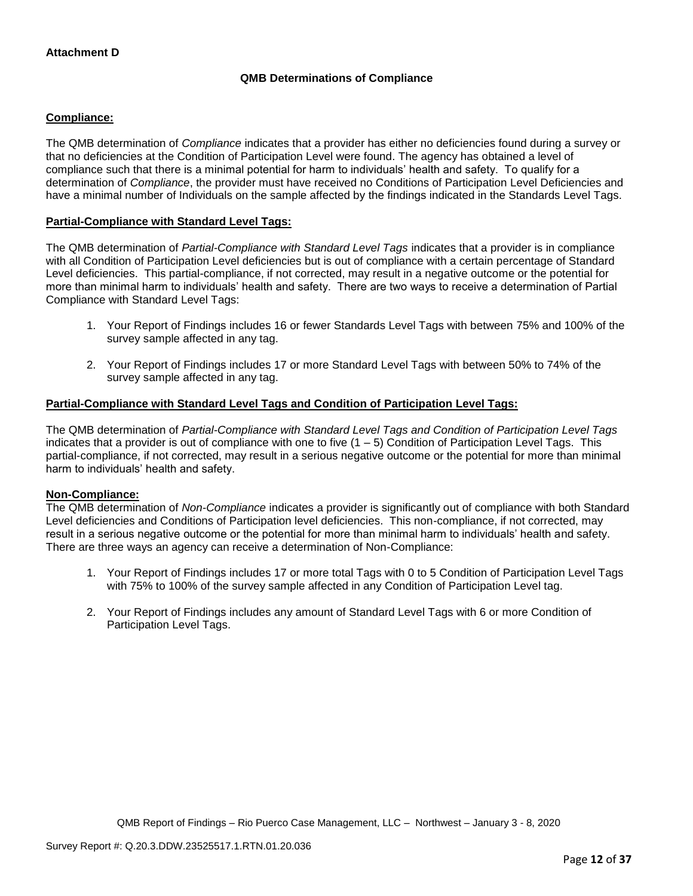**Attachment D**

## QMB Determinations of Compliance

**Compliance:**

The QMB determination of *Compliance* indicates that a provider has either no deficiencies found during a survey or that no deficiencies at the Condition of Participation Level were found. The agency has obtained a level of compliance such that there is a minimal potential for harm to individuals' health and safety. To qualify for a determination of *Compliance*, the provider must have received no Conditions of Participation Level Deficiencies and have a minimal number of Individuals on the sample affected by the findings indicated in the Standards Level Tags.

**Partial-Compliance with Standard Level Tags:**

The QMB determination of *Partial-Compliance with Standard Level Tags* indicates that a provider is in compliance with all Condition of Participation Level deficiencies but is out of compliance with a certain percentage of Standard Level deficiencies. This partial-compliance, if not corrected, may result in a negative outcome or the potential for more than minimal harm to individuals' health and safety. There are two ways to receive a determination of Partial Compliance with Standard Level Tags:

1. Your Report of Findings includes 16 or fewer Standards Level Tags with between 75% and 100% of the survey sample affected in any tag.
2. Your Report of Findings includes 17 or more Standard Level Tags with between 50% to 74% of the survey sample affected in any tag.

**Partial-Compliance with Standard Level Tags and Condition of Participation Level Tags:**

The QMB determination of *Partial-Compliance with Standard Level Tags and Condition of Participation Level Tags* indicates that a provider is out of compliance with one to five (1 – 5) Condition of Participation Level Tags. This partial-compliance, if not corrected, may result in a serious negative outcome or the potential for more than minimal harm to individuals' health and safety.

**Non-Compliance:**

The QMB determination of *Non-Compliance* indicates a provider is significantly out of compliance with both Standard Level deficiencies and Conditions of Participation level deficiencies. This non-compliance, if not corrected, may result in a serious negative outcome or the potential for more than minimal harm to individuals' health and safety. There are three ways an agency can receive a determination of Non-Compliance:

1. Your Report of Findings includes 17 or more total Tags with 0 to 5 Condition of Participation Level Tags with 75% to 100% of the survey sample affected in any Condition of Participation Level tag.
2. Your Report of Findings includes any amount of Standard Level Tags with 6 or more Condition of Participation Level Tags.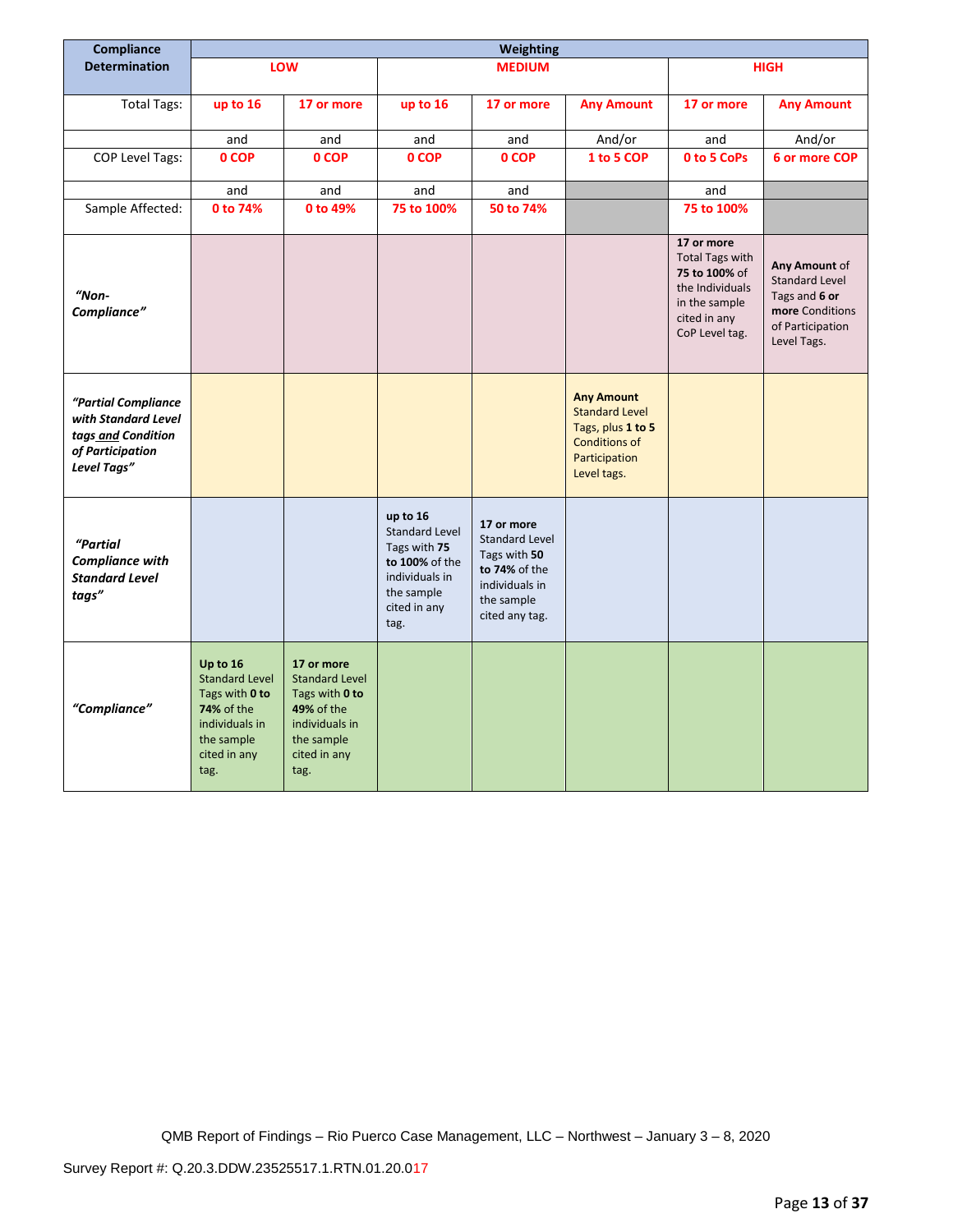| Compliance Determination | Weighting | | | | | | |
|---|---|---|---|---|---|---|---|
| | **LOW** | | **MEDIUM** | | | **HIGH** | |
| Total Tags: | **up to 16** | **17 or more** | **up to 16** | **17 or more** | **Any Amount** | **17 or more** | **Any Amount** |
| | and | and | and | and | And/or | and | And/or |
| COP Level Tags: | **0 COP** | **0 COP** | **0 COP** | **0 COP** | **1 to 5 COP** | **0 to 5 CoPs** | **6 or more COP** |
| | and | and | and | and | | and | |
| Sample Affected: | **0 to 74%** | **0 to 49%** | **75 to 100%** | **50 to 74%** | | **75 to 100%** | |
| ***"Non-Compliance"*** | | | | | | **17 or more** Total Tags with **75 to 100%** of the Individuals in the sample cited in any CoP Level tag. | **Any Amount** of Standard Level Tags and **6 or more** Conditions of Participation Level Tags. |
| ***"Partial Compliance with Standard Level tags and Condition of Participation Level Tags"*** | | | | | **Any Amount** Standard Level Tags, plus **1 to 5** Conditions of Participation Level tags. | | |
| ***"Partial Compliance with Standard Level tags"*** | | | **up to 16** Standard Level Tags with **75 to 100%** of the individuals in the sample cited in any tag. | **17 or more** Standard Level Tags with **50 to 74%** of the individuals in the sample cited any tag. | | | |
| ***"Compliance"*** | **Up to 16** Standard Level Tags with **0 to 74%** of the individuals in the sample cited in any tag. | **17 or more** Standard Level Tags with **0 to 49%** of the individuals in the sample cited in any tag. | | | | | |

QMB Report of Findings – Rio Puerco Case Management, LLC – Northwest – January 3 – 8, 2020

Survey Report #: Q.20.3.DDW.23525517.1.RTN.01.20.017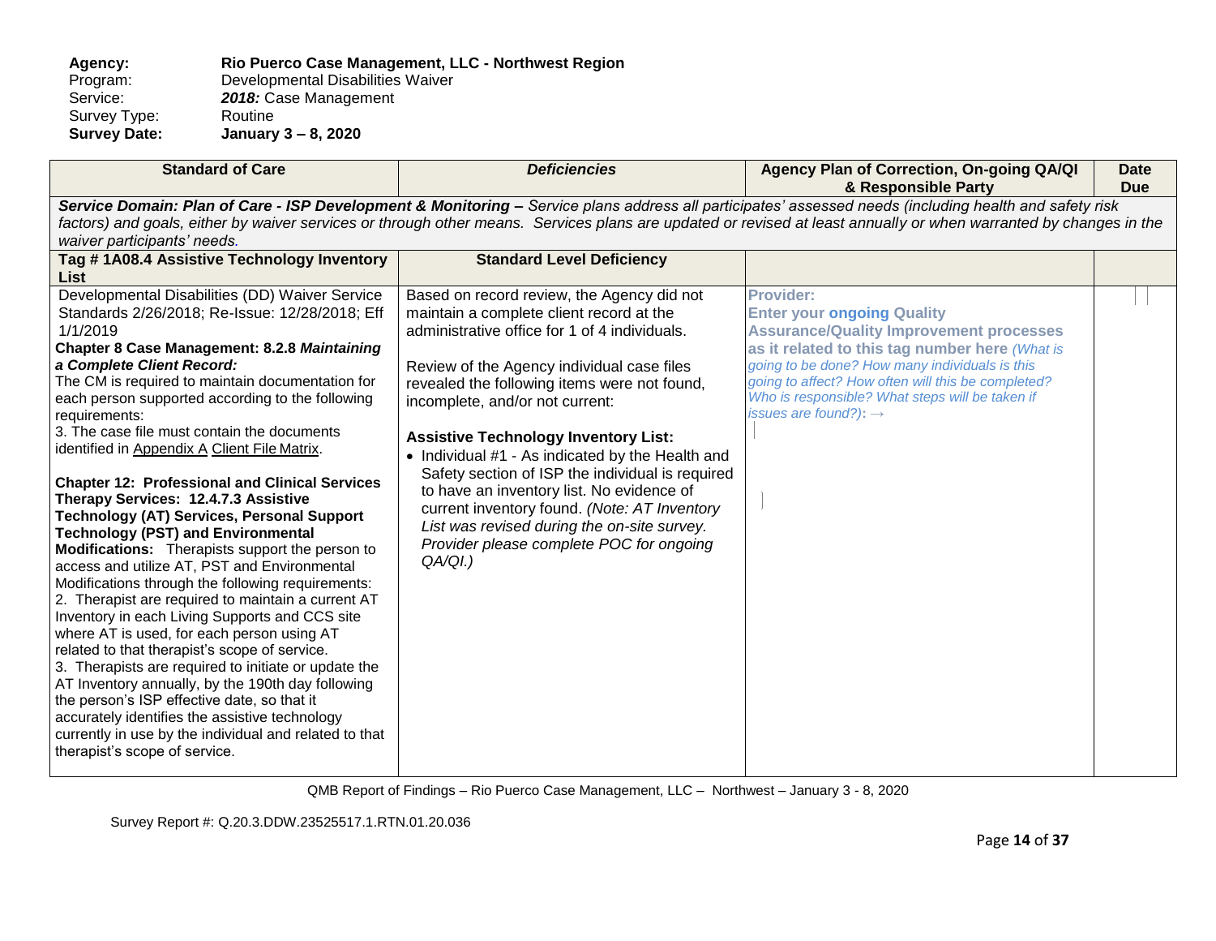**Agency:** **Rio Puerco Case Management, LLC - Northwest Region**
Program: Developmental Disabilities Waiver
Service: ***2018:*** Case Management
Survey Type: Routine
**Survey Date:** **January 3 – 8, 2020**

| Standard of Care | *Deficiencies* | Agency Plan of Correction, On-going QA/QI & Responsible Party | Date Due |
|---|---|---|---|
| ***Service Domain: Plan of Care - ISP Development & Monitoring –*** *Service plans address all participates' assessed needs (including health and safety risk factors) and goals, either by waiver services or through other means. Services plans are updated or revised at least annually or when warranted by changes in the waiver participants' needs.* | | | |
| **Tag # 1A08.4 Assistive Technology Inventory List** | **Standard Level Deficiency** | | |
| Developmental Disabilities (DD) Waiver Service Standards 2/26/2018; Re-Issue: 12/28/2018; Eff 1/1/2019<br>**Chapter 8 Case Management: 8.2.8 *Maintaining a Complete Client Record:*** The CM is required to maintain documentation for each person supported according to the following requirements:<br>3. The case file must contain the documents identified in Appendix A Client File Matrix.<br><br>**Chapter 12: Professional and Clinical Services Therapy Services: 12.4.7.3 Assistive Technology (AT) Services, Personal Support Technology (PST) and Environmental Modifications:** Therapists support the person to access and utilize AT, PST and Environmental Modifications through the following requirements:<br>2. Therapist are required to maintain a current AT Inventory in each Living Supports and CCS site where AT is used, for each person using AT related to that therapist's scope of service.<br>3. Therapists are required to initiate or update the AT Inventory annually, by the 190th day following the person's ISP effective date, so that it accurately identifies the assistive technology currently in use by the individual and related to that therapist's scope of service. | Based on record review, the Agency did not maintain a complete client record at the administrative office for 1 of 4 individuals.<br><br>Review of the Agency individual case files revealed the following items were not found, incomplete, and/or not current:<br><br>**Assistive Technology Inventory List:**<br>• Individual #1 - As indicated by the Health and Safety section of ISP the individual is required to have an inventory list. No evidence of current inventory found. *(Note: AT Inventory List was revised during the on-site survey. Provider please complete POC for ongoing QA/QI.)* | **Provider:**<br>**Enter your ongoing Quality Assurance/Quality Improvement processes as it related to this tag number here** *(What is going to be done? How many individuals is this going to affect? How often will this be completed? Who is responsible? What steps will be taken if issues are found?):* → | |

QMB Report of Findings – Rio Puerco Case Management, LLC – Northwest – January 3 - 8, 2020

Survey Report #: Q.20.3.DDW.23525517.1.RTN.01.20.036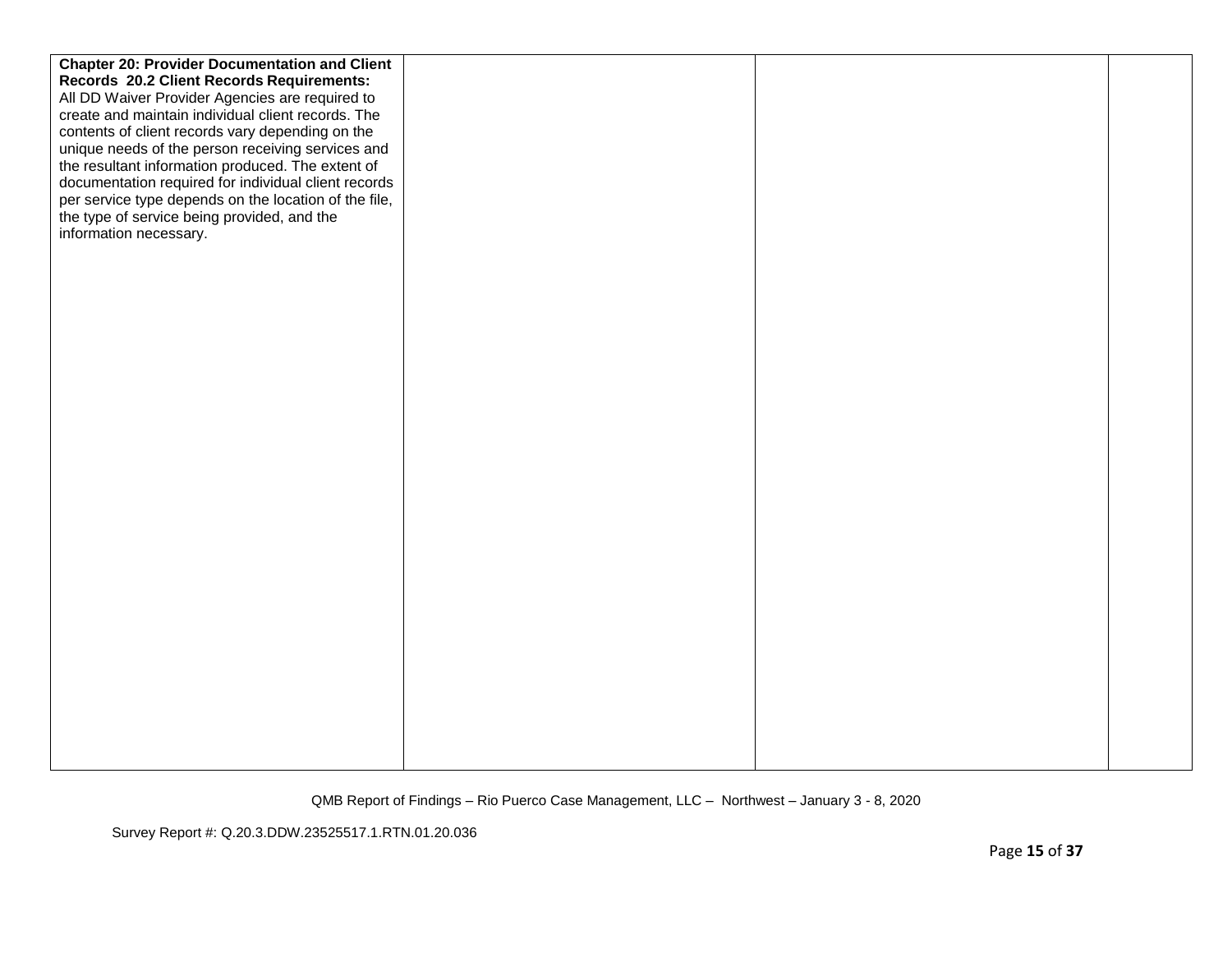| | | | |
|---|---|---|---|
| **Chapter 20: Provider Documentation and Client Records 20.2 Client Records Requirements:** All DD Waiver Provider Agencies are required to create and maintain individual client records. The contents of client records vary depending on the unique needs of the person receiving services and the resultant information produced. The extent of documentation required for individual client records per service type depends on the location of the file, the type of service being provided, and the information necessary. | | | |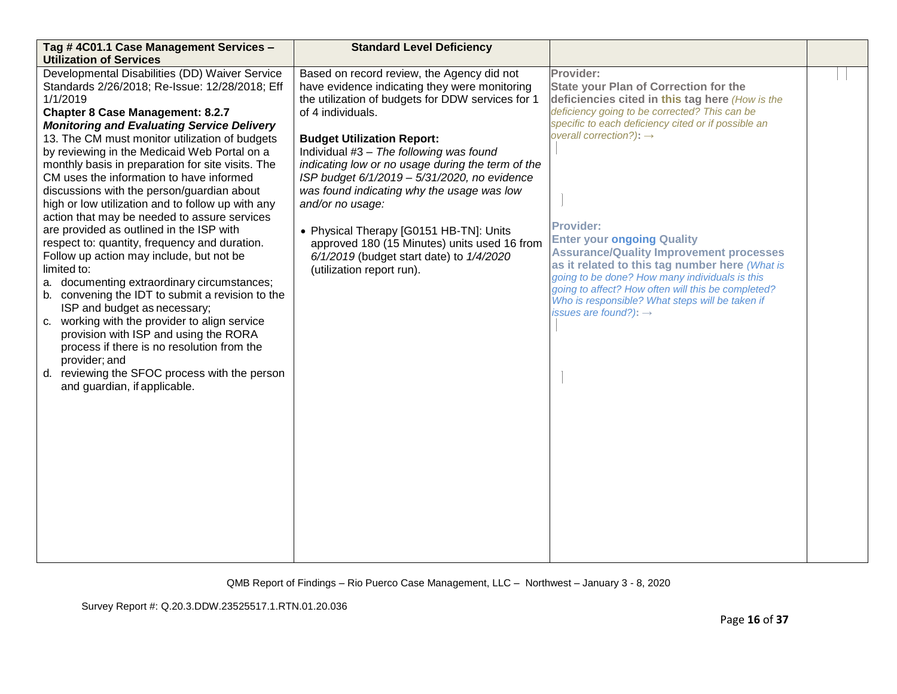| Tag # 4C01.1 Case Management Services – Utilization of Services | Standard Level Deficiency | | |
|---|---|---|---|
| Developmental Disabilities (DD) Waiver Service Standards 2/26/2018; Re-Issue: 12/28/2018; Eff 1/1/2019<br>**Chapter 8 Case Management: 8.2.7** ***Monitoring and Evaluating Service Delivery***<br>13. The CM must monitor utilization of budgets by reviewing in the Medicaid Web Portal on a monthly basis in preparation for site visits. The CM uses the information to have informed discussions with the person/guardian about high or low utilization and to follow up with any action that may be needed to assure services are provided as outlined in the ISP with respect to: quantity, frequency and duration. Follow up action may include, but not be limited to:<br>a. documenting extraordinary circumstances;<br>b. convening the IDT to submit a revision to the ISP and budget as necessary;<br>c. working with the provider to align service provision with ISP and using the RORA process if there is no resolution from the provider; and<br>d. reviewing the SFOC process with the person and guardian, if applicable. | Based on record review, the Agency did not have evidence indicating they were monitoring the utilization of budgets for DDW services for 1 of 4 individuals.<br><br>**Budget Utilization Report:**<br>Individual #3 – *The following was found indicating low or no usage during the term of the ISP budget 6/1/2019 – 5/31/2020, no evidence was found indicating why the usage was low and/or no usage:*<br><br>• Physical Therapy [G0151 HB-TN]: Units approved 180 (15 Minutes) units used 16 from *6/1/2019* (budget start date) to *1/4/2020* (utilization report run). | **Provider:**<br>**State your Plan of Correction for the deficiencies cited in this tag here** *(How is the deficiency going to be corrected? This can be specific to each deficiency cited or if possible an overall correction?)*: →<br><br><br><br>**Provider:**<br>**Enter your ongoing Quality Assurance/Quality Improvement processes as it related to this tag number here** *(What is going to be done? How many individuals is this going to affect? How often will this be completed? Who is responsible? What steps will be taken if issues are found?)*: → | |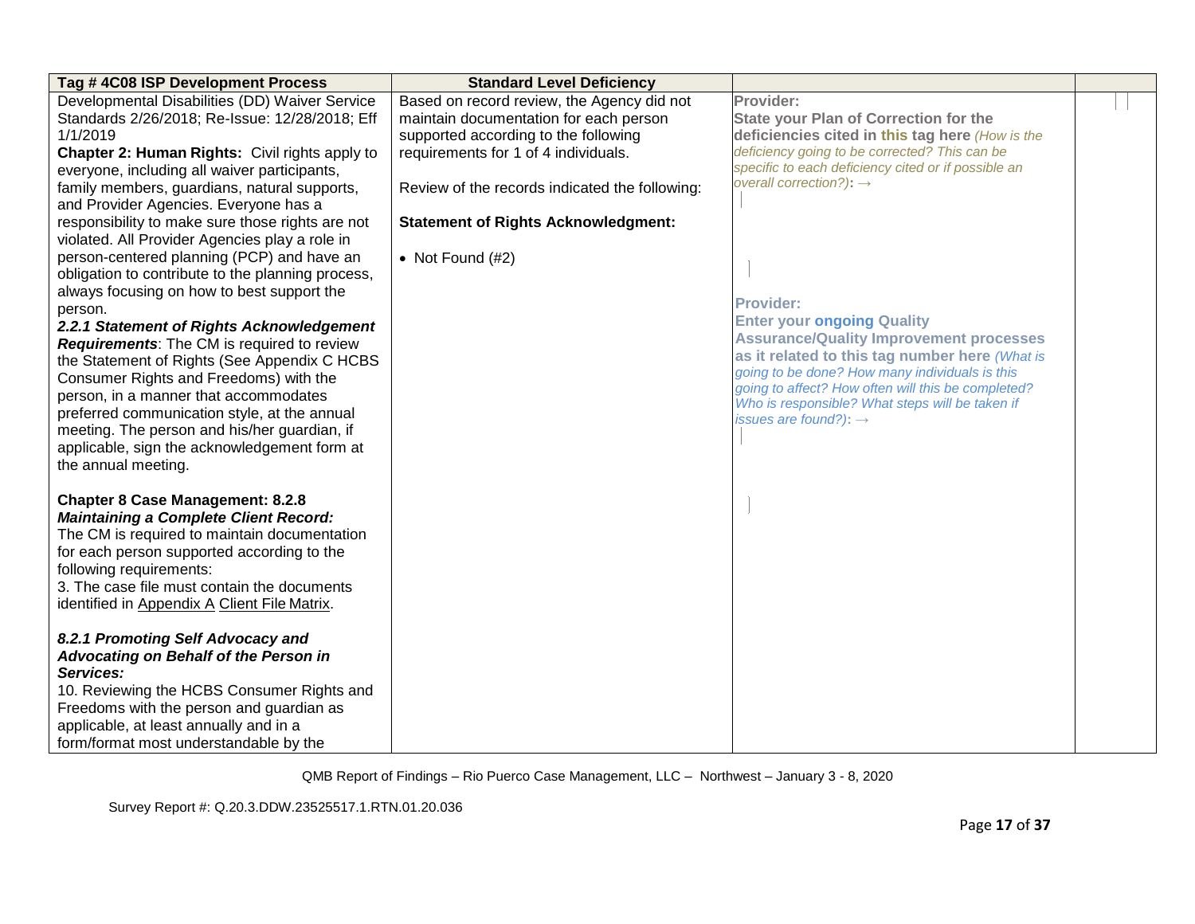| Tag # 4C08 ISP Development Process | Standard Level Deficiency | | |
|---|---|---|---|
| Developmental Disabilities (DD) Waiver Service Standards 2/26/2018; Re-Issue: 12/28/2018; Eff 1/1/2019<br>**Chapter 2: Human Rights:** Civil rights apply to everyone, including all waiver participants, family members, guardians, natural supports, and Provider Agencies. Everyone has a responsibility to make sure those rights are not violated. All Provider Agencies play a role in person-centered planning (PCP) and have an obligation to contribute to the planning process, always focusing on how to best support the person.<br>***2.2.1 Statement of Rights Acknowledgement Requirements***: The CM is required to review the Statement of Rights (See Appendix C HCBS Consumer Rights and Freedoms) with the person, in a manner that accommodates preferred communication style, at the annual meeting. The person and his/her guardian, if applicable, sign the acknowledgement form at the annual meeting.<br><br>**Chapter 8 Case Management: 8.2.8** ***Maintaining a Complete Client Record:***<br>The CM is required to maintain documentation for each person supported according to the following requirements:<br>3. The case file must contain the documents identified in Appendix A Client File Matrix.<br><br>***8.2.1 Promoting Self Advocacy and Advocating on Behalf of the Person in Services:***<br>10. Reviewing the HCBS Consumer Rights and Freedoms with the person and guardian as applicable, at least annually and in a form/format most understandable by the | Based on record review, the Agency did not maintain documentation for each person supported according to the following requirements for 1 of 4 individuals.<br><br>Review of the records indicated the following:<br><br>**Statement of Rights Acknowledgment:**<br><br>• Not Found (#2) | **Provider:**<br>**State your Plan of Correction for the deficiencies cited in this tag here** *(How is the deficiency going to be corrected? This can be specific to each deficiency cited or if possible an overall correction?)*: →<br><br>**Provider:**<br>**Enter your ongoing Quality Assurance/Quality Improvement processes as it related to this tag number here** *(What is going to be done? How many individuals is this going to affect? How often will this be completed? Who is responsible? What steps will be taken if issues are found?)*: → | |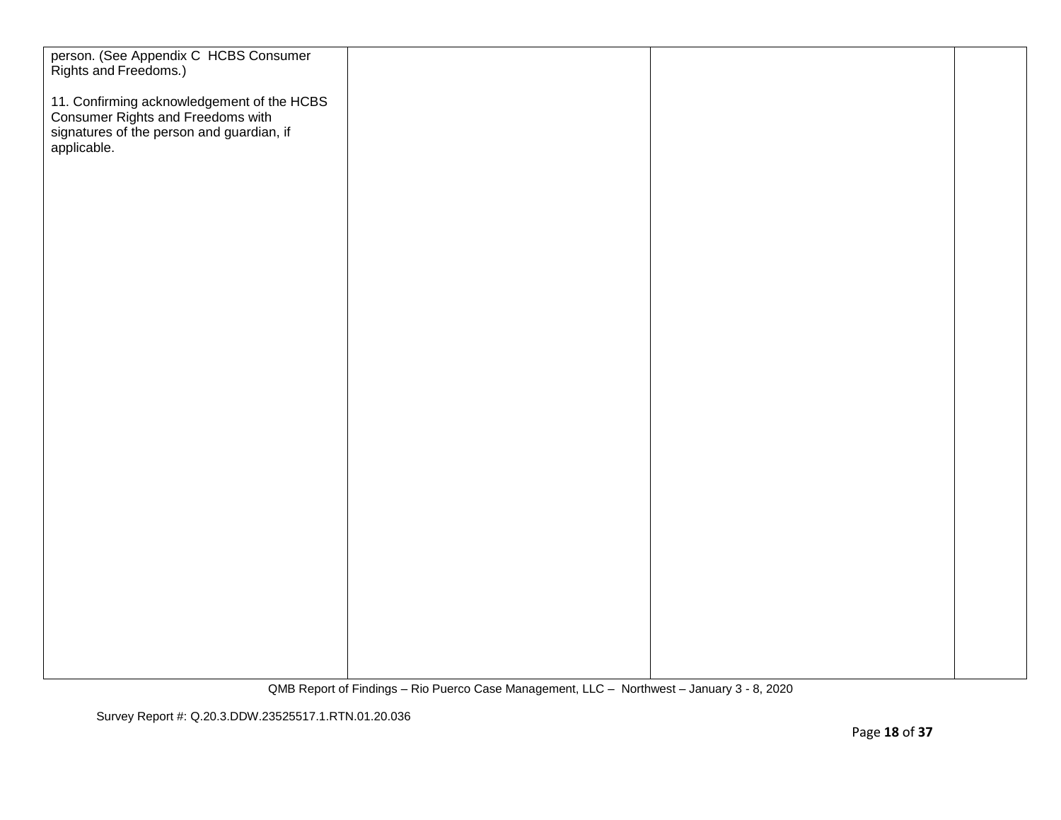| | | | |
|---|---|---|---|
| person. (See Appendix C HCBS Consumer Rights and Freedoms.)<br><br>11. Confirming acknowledgement of the HCBS Consumer Rights and Freedoms with signatures of the person and guardian, if applicable. | | | |

QMB Report of Findings – Rio Puerco Case Management, LLC – Northwest – January 3 - 8, 2020

Survey Report #: Q.20.3.DDW.23525517.1.RTN.01.20.036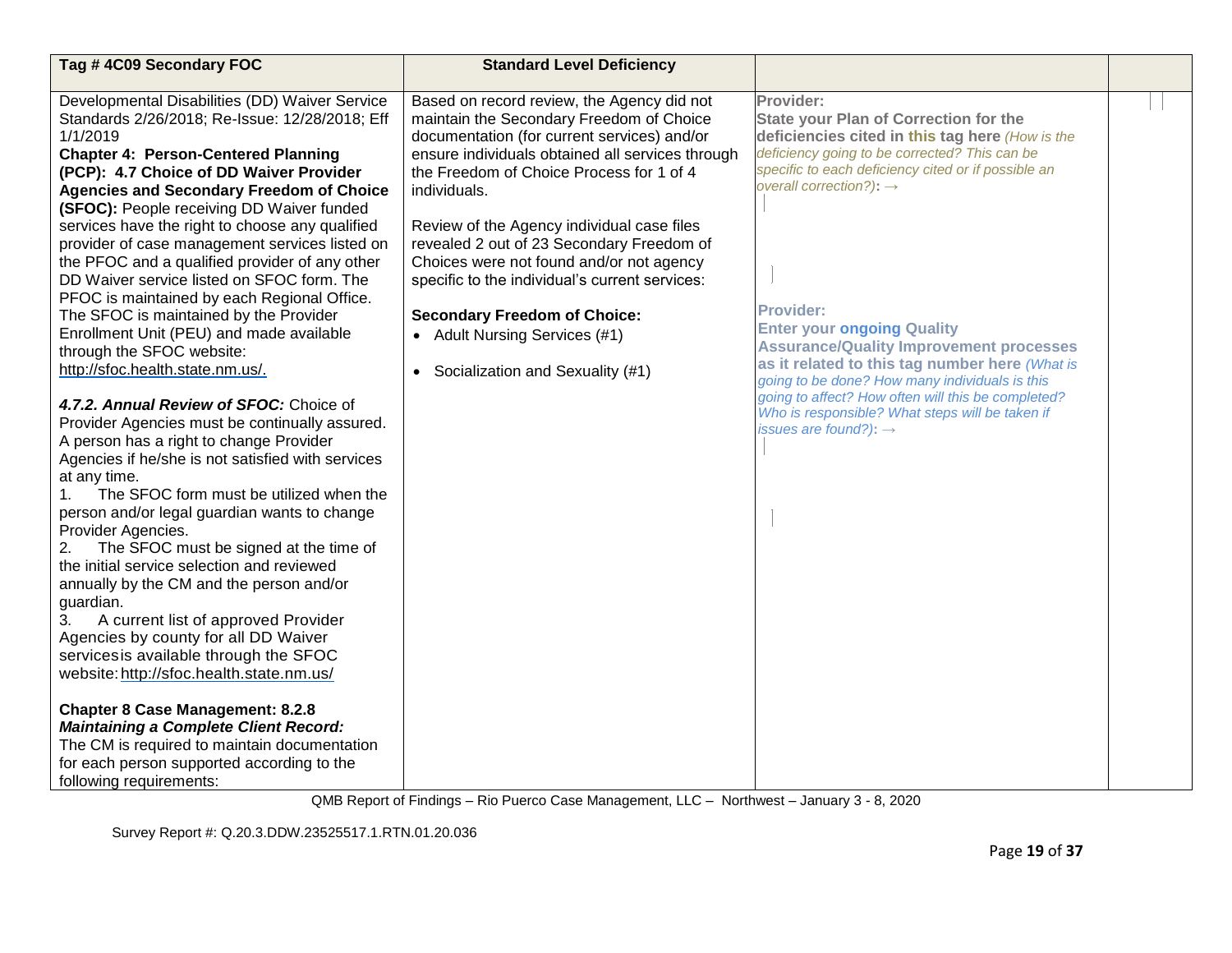| Tag # 4C09 Secondary FOC | Standard Level Deficiency | | |
|---|---|---|---|
| Developmental Disabilities (DD) Waiver Service Standards 2/26/2018; Re-Issue: 12/28/2018; Eff 1/1/2019<br>**Chapter 4: Person-Centered Planning (PCP): 4.7 Choice of DD Waiver Provider Agencies and Secondary Freedom of Choice (SFOC):** People receiving DD Waiver funded services have the right to choose any qualified provider of case management services listed on the PFOC and a qualified provider of any other DD Waiver service listed on SFOC form. The PFOC is maintained by each Regional Office. The SFOC is maintained by the Provider Enrollment Unit (PEU) and made available through the SFOC website: http://sfoc.health.state.nm.us/.<br><br>***4.7.2. Annual Review of SFOC:*** Choice of Provider Agencies must be continually assured. A person has a right to change Provider Agencies if he/she is not satisfied with services at any time.<br>1. The SFOC form must be utilized when the person and/or legal guardian wants to change Provider Agencies.<br>2. The SFOC must be signed at the time of the initial service selection and reviewed annually by the CM and the person and/or guardian.<br>3. A current list of approved Provider Agencies by county for all DD Waiver services is available through the SFOC website: http://sfoc.health.state.nm.us/<br><br>**Chapter 8 Case Management: 8.2.8** ***Maintaining a Complete Client Record:*** The CM is required to maintain documentation for each person supported according to the following requirements: | Based on record review, the Agency did not maintain the Secondary Freedom of Choice documentation (for current services) and/or ensure individuals obtained all services through the Freedom of Choice Process for 1 of 4 individuals.<br><br>Review of the Agency individual case files revealed 2 out of 23 Secondary Freedom of Choices were not found and/or not agency specific to the individual's current services:<br><br>**Secondary Freedom of Choice:**<br>• Adult Nursing Services (#1)<br><br>• Socialization and Sexuality (#1) | **Provider:**<br>**State your Plan of Correction for the deficiencies cited in this tag here** *(How is the deficiency going to be corrected? This can be specific to each deficiency cited or if possible an overall correction?):* →<br><br><br><br>**Provider:**<br>**Enter your ongoing Quality Assurance/Quality Improvement processes as it related to this tag number here** *(What is going to be done? How many individuals is this going to affect? How often will this be completed? Who is responsible? What steps will be taken if issues are found?):* → | |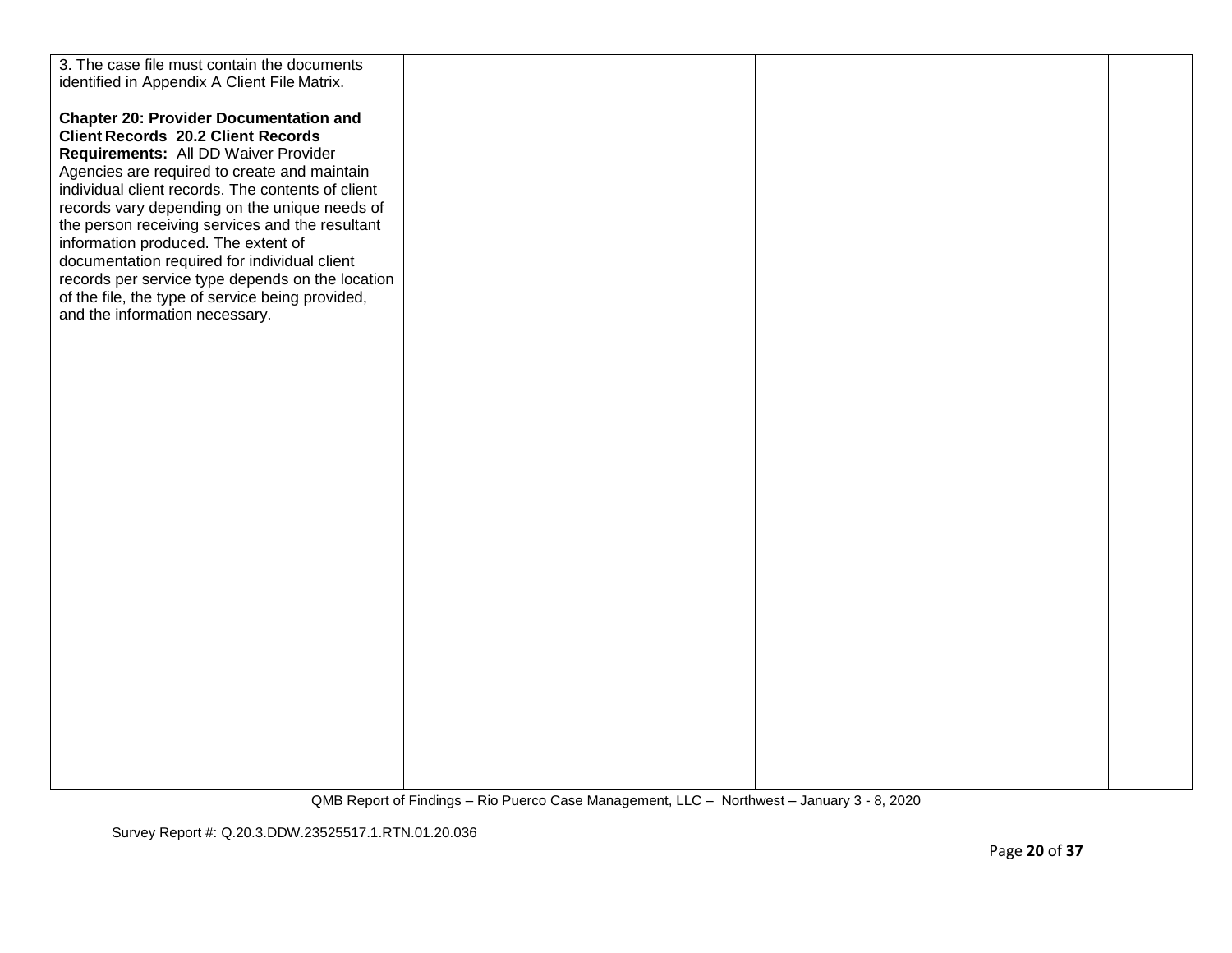| | | | |
|---|---|---|---|
| 3. The case file must contain the documents identified in Appendix A Client File Matrix.<br><br>**Chapter 20: Provider Documentation and Client Records 20.2 Client Records Requirements:** All DD Waiver Provider Agencies are required to create and maintain individual client records. The contents of client records vary depending on the unique needs of the person receiving services and the resultant information produced. The extent of documentation required for individual client records per service type depends on the location of the file, the type of service being provided, and the information necessary. | | | |

QMB Report of Findings – Rio Puerco Case Management, LLC – Northwest – January 3 - 8, 2020

Survey Report #: Q.20.3.DDW.23525517.1.RTN.01.20.036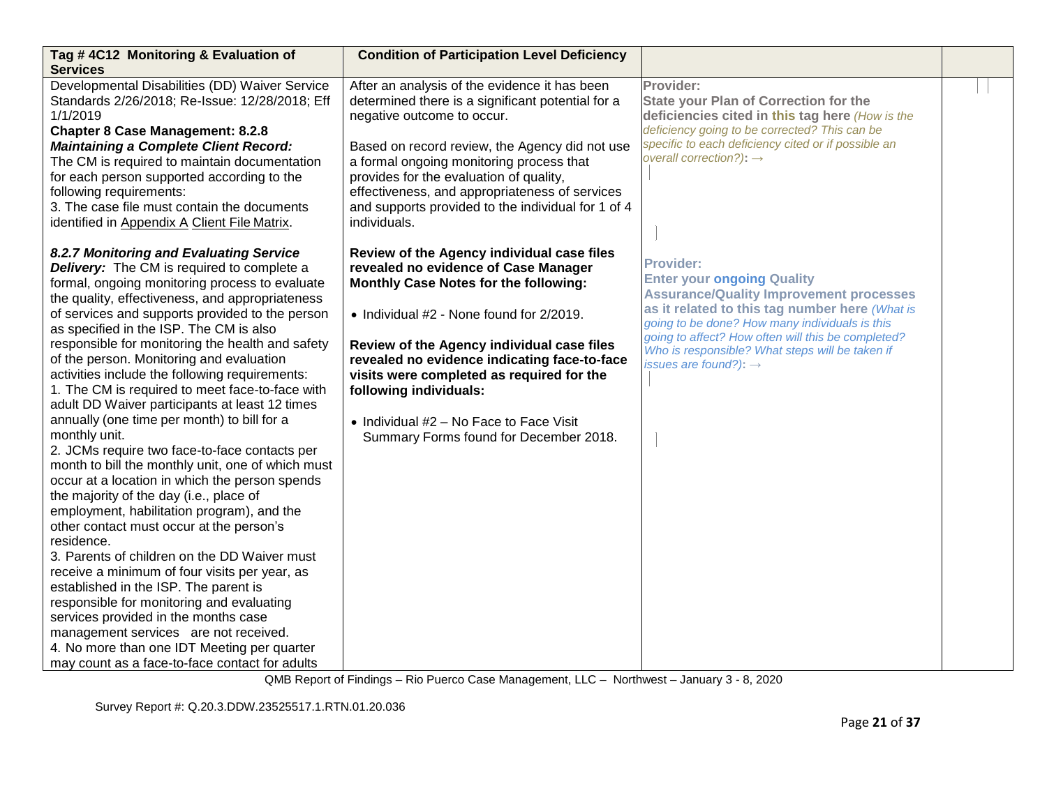| Tag # 4C12 Monitoring & Evaluation of Services | Condition of Participation Level Deficiency | | |
|---|---|---|---|
| Developmental Disabilities (DD) Waiver Service Standards 2/26/2018; Re-Issue: 12/28/2018; Eff 1/1/2019<br>**Chapter 8 Case Management: 8.2.8 *Maintaining a Complete Client Record:*** The CM is required to maintain documentation for each person supported according to the following requirements:<br>3. The case file must contain the documents identified in Appendix A Client File Matrix.<br><br>***8.2.7 Monitoring and Evaluating Service Delivery:*** The CM is required to complete a formal, ongoing monitoring process to evaluate the quality, effectiveness, and appropriateness of services and supports provided to the person as specified in the ISP. The CM is also responsible for monitoring the health and safety of the person. Monitoring and evaluation activities include the following requirements:<br>1. The CM is required to meet face-to-face with adult DD Waiver participants at least 12 times annually (one time per month) to bill for a monthly unit.<br>2. JCMs require two face-to-face contacts per month to bill the monthly unit, one of which must occur at a location in which the person spends the majority of the day (i.e., place of employment, habilitation program), and the other contact must occur at the person's residence.<br>3. Parents of children on the DD Waiver must receive a minimum of four visits per year, as established in the ISP. The parent is responsible for monitoring and evaluating services provided in the months case management services are not received.<br>4. No more than one IDT Meeting per quarter may count as a face-to-face contact for adults | After an analysis of the evidence it has been determined there is a significant potential for a negative outcome to occur.<br><br>Based on record review, the Agency did not use a formal ongoing monitoring process that provides for the evaluation of quality, effectiveness, and appropriateness of services and supports provided to the individual for 1 of 4 individuals.<br><br>**Review of the Agency individual case files revealed no evidence of Case Manager Monthly Case Notes for the following:**<br><br>• Individual #2 - None found for 2/2019.<br><br>**Review of the Agency individual case files revealed no evidence indicating face-to-face visits were completed as required for the following individuals:**<br><br>• Individual #2 – No Face to Face Visit Summary Forms found for December 2018. | **Provider:**<br>**State your Plan of Correction for the deficiencies cited in this tag here** *(How is the deficiency going to be corrected? This can be specific to each deficiency cited or if possible an overall correction?)*: →<br><br><br>**Provider:**<br>**Enter your ongoing Quality Assurance/Quality Improvement processes as it related to this tag number here** *(What is going to be done? How many individuals is this going to affect? How often will this be completed? Who is responsible? What steps will be taken if issues are found?)*: → | |

QMB Report of Findings – Rio Puerco Case Management, LLC – Northwest – January 3 - 8, 2020

Survey Report #: Q.20.3.DDW.23525517.1.RTN.01.20.036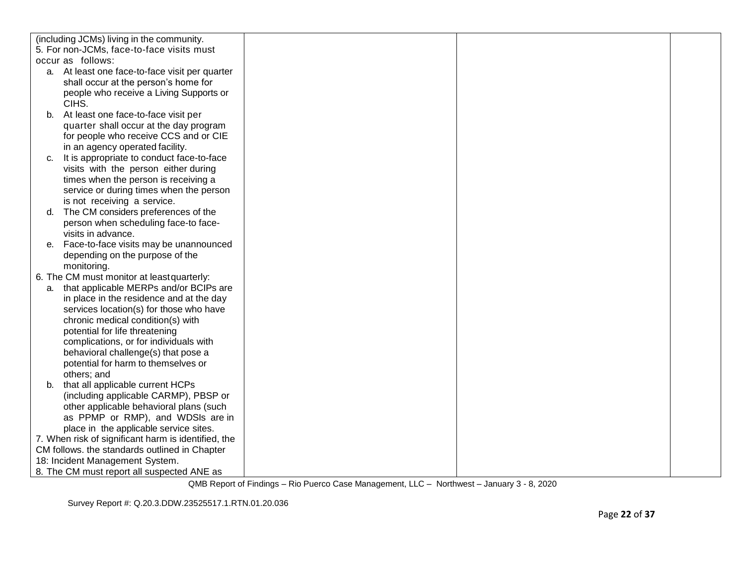| | | | |
|---|---|---|---|
| (including JCMs) living in the community.<br>5. For non-JCMs, face-to-face visits must occur as follows:<br>a. At least one face-to-face visit per quarter shall occur at the person's home for people who receive a Living Supports or CIHS.<br>b. At least one face-to-face visit per quarter shall occur at the day program for people who receive CCS and or CIE in an agency operated facility.<br>c. It is appropriate to conduct face-to-face visits with the person either during times when the person is receiving a service or during times when the person is not receiving a service.<br>d. The CM considers preferences of the person when scheduling face-to face-visits in advance.<br>e. Face-to-face visits may be unannounced depending on the purpose of the monitoring.<br>6. The CM must monitor at least quarterly:<br>a. that applicable MERPs and/or BCIPs are in place in the residence and at the day services location(s) for those who have chronic medical condition(s) with potential for life threatening complications, or for individuals with behavioral challenge(s) that pose a potential for harm to themselves or others; and<br>b. that all applicable current HCPs (including applicable CARMP), PBSP or other applicable behavioral plans (such as PPMP or RMP), and WDSIs are in place in the applicable service sites.<br>7. When risk of significant harm is identified, the CM follows. the standards outlined in Chapter 18: Incident Management System.<br>8. The CM must report all suspected ANE as | | | |

QMB Report of Findings – Rio Puerco Case Management, LLC – Northwest – January 3 - 8, 2020

Survey Report #: Q.20.3.DDW.23525517.1.RTN.01.20.036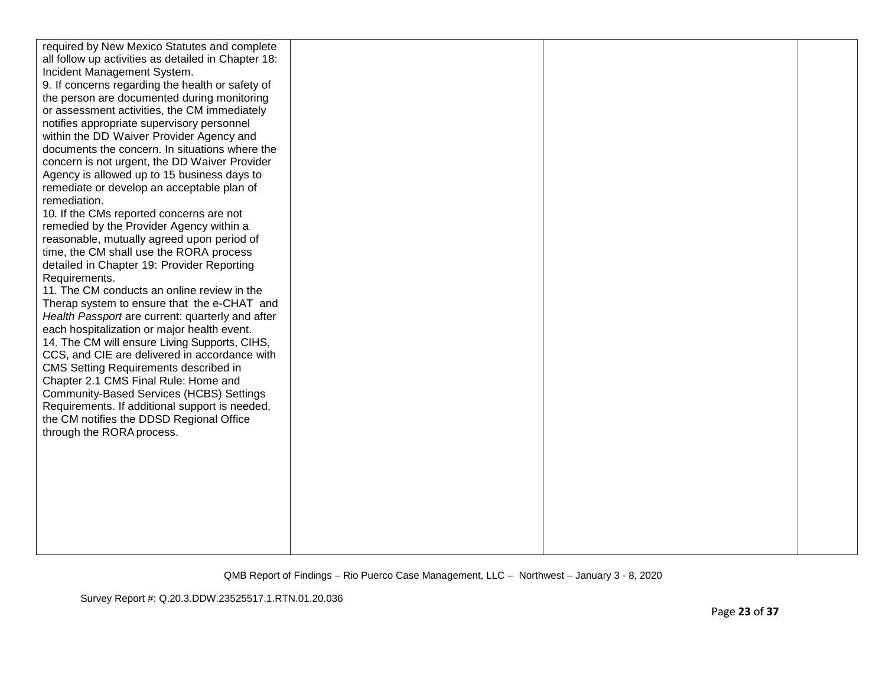| | | | |
|---|---|---|---|
| required by New Mexico Statutes and complete all follow up activities as detailed in Chapter 18: Incident Management System.<br>9. If concerns regarding the health or safety of the person are documented during monitoring or assessment activities, the CM immediately notifies appropriate supervisory personnel within the DD Waiver Provider Agency and documents the concern. In situations where the concern is not urgent, the DD Waiver Provider Agency is allowed up to 15 business days to remediate or develop an acceptable plan of remediation.<br>10. If the CMs reported concerns are not remedied by the Provider Agency within a reasonable, mutually agreed upon period of time, the CM shall use the RORA process detailed in Chapter 19: Provider Reporting Requirements.<br>11. The CM conducts an online review in the Therap system to ensure that the e-CHAT and *Health Passport* are current: quarterly and after each hospitalization or major health event.<br>14. The CM will ensure Living Supports, CIHS, CCS, and CIE are delivered in accordance with CMS Setting Requirements described in Chapter 2.1 CMS Final Rule: Home and Community-Based Services (HCBS) Settings Requirements. If additional support is needed, the CM notifies the DDSD Regional Office through the RORA process. | | | |

QMB Report of Findings – Rio Puerco Case Management, LLC – Northwest – January 3 - 8, 2020

Survey Report #: Q.20.3.DDW.23525517.1.RTN.01.20.036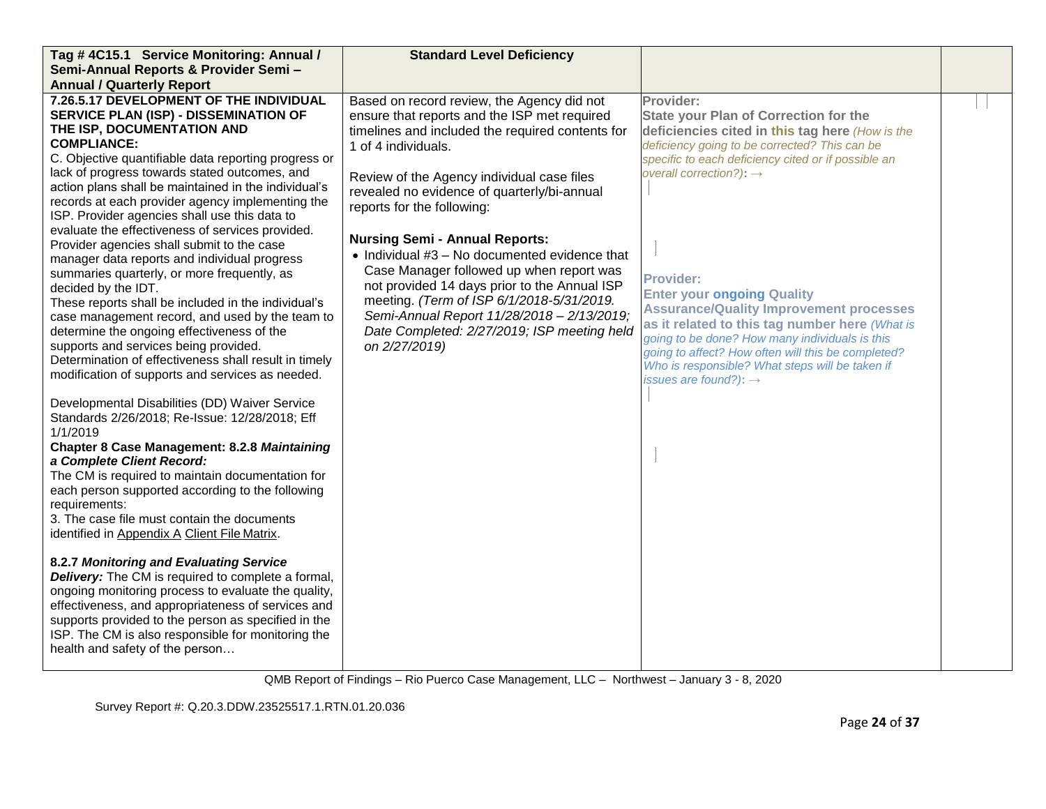| **Tag # 4C15.1 Service Monitoring: Annual / Semi-Annual Reports & Provider Semi – Annual / Quarterly Report** | **Standard Level Deficiency** | | |
|---|---|---|---|
| **7.26.5.17 DEVELOPMENT OF THE INDIVIDUAL SERVICE PLAN (ISP) - DISSEMINATION OF THE ISP, DOCUMENTATION AND COMPLIANCE:**<br>C. Objective quantifiable data reporting progress or lack of progress towards stated outcomes, and action plans shall be maintained in the individual's records at each provider agency implementing the ISP. Provider agencies shall use this data to evaluate the effectiveness of services provided. Provider agencies shall submit to the case manager data reports and individual progress summaries quarterly, or more frequently, as decided by the IDT.<br>These reports shall be included in the individual's case management record, and used by the team to determine the ongoing effectiveness of the supports and services being provided. Determination of effectiveness shall result in timely modification of supports and services as needed.<br><br>Developmental Disabilities (DD) Waiver Service Standards 2/26/2018; Re-Issue: 12/28/2018; Eff 1/1/2019<br>**Chapter 8 Case Management: 8.2.8 *Maintaining a Complete Client Record:***<br>The CM is required to maintain documentation for each person supported according to the following requirements:<br>3. The case file must contain the documents identified in Appendix A Client File Matrix.<br><br>**8.2.7 *Monitoring and Evaluating Service Delivery:*** The CM is required to complete a formal, ongoing monitoring process to evaluate the quality, effectiveness, and appropriateness of services and supports provided to the person as specified in the ISP. The CM is also responsible for monitoring the health and safety of the person… | Based on record review, the Agency did not ensure that reports and the ISP met required timelines and included the required contents for 1 of 4 individuals.<br><br>Review of the Agency individual case files revealed no evidence of quarterly/bi-annual reports for the following:<br><br>**Nursing Semi - Annual Reports:**<br>• Individual #3 – No documented evidence that Case Manager followed up when report was not provided 14 days prior to the Annual ISP meeting. *(Term of ISP 6/1/2018-5/31/2019. Semi-Annual Report 11/28/2018 – 2/13/2019; Date Completed: 2/27/2019; ISP meeting held on 2/27/2019)* | **Provider:**<br>**State your Plan of Correction for the deficiencies cited in this tag here** *(How is the deficiency going to be corrected? This can be specific to each deficiency cited or if possible an overall correction?)*: →<br><br>**Provider:**<br>**Enter your ongoing Quality Assurance/Quality Improvement processes as it related to this tag number here** *(What is going to be done? How many individuals is this going to affect? How often will this be completed? Who is responsible? What steps will be taken if issues are found?)*: → | |

QMB Report of Findings – Rio Puerco Case Management, LLC – Northwest – January 3 - 8, 2020

Survey Report #: Q.20.3.DDW.23525517.1.RTN.01.20.036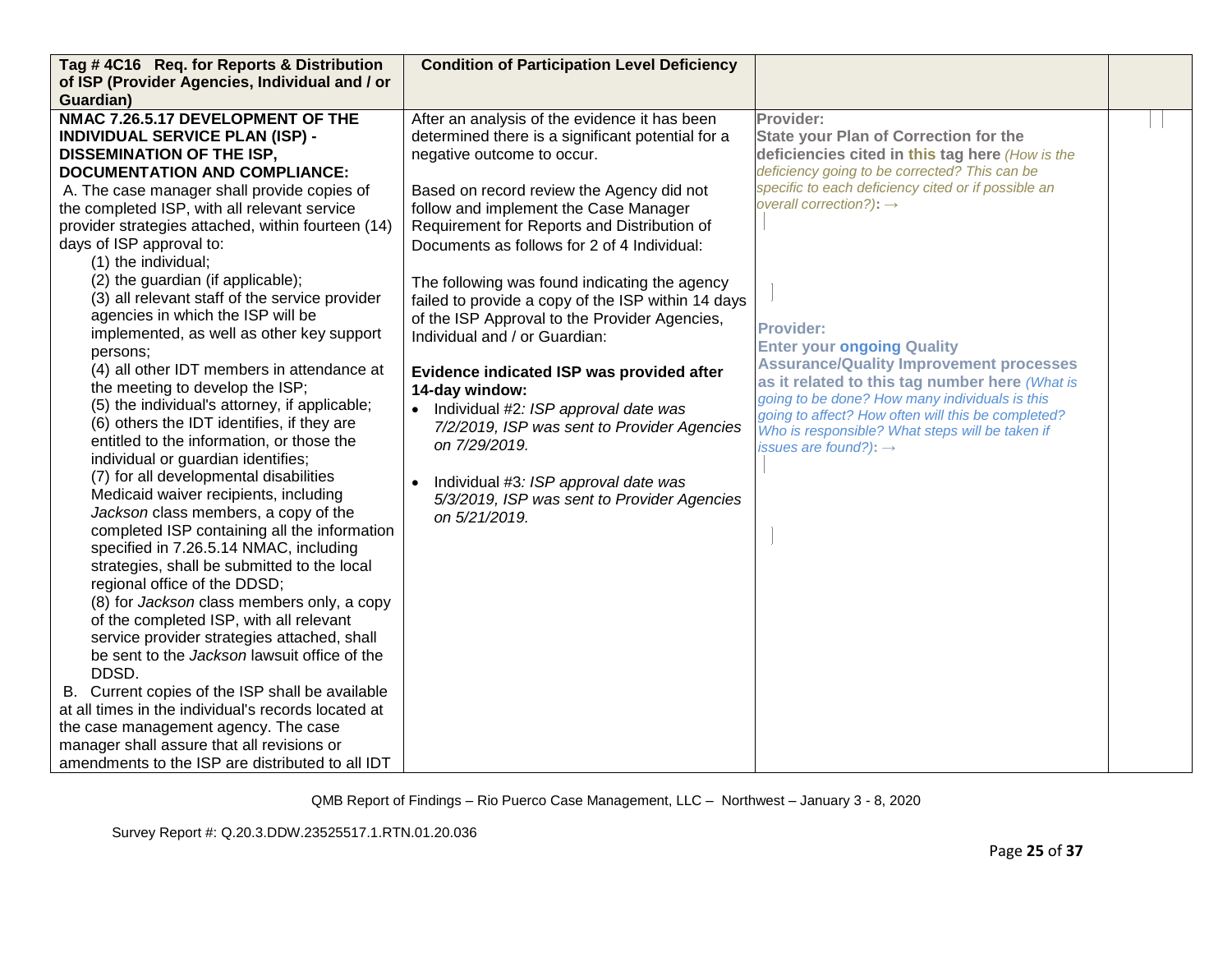| Tag # 4C16 Req. for Reports & Distribution of ISP (Provider Agencies, Individual and / or Guardian) | Condition of Participation Level Deficiency | | |
|---|---|---|---|
| **NMAC 7.26.5.17 DEVELOPMENT OF THE INDIVIDUAL SERVICE PLAN (ISP) - DISSEMINATION OF THE ISP, DOCUMENTATION AND COMPLIANCE:**<br>A. The case manager shall provide copies of the completed ISP, with all relevant service provider strategies attached, within fourteen (14) days of ISP approval to:<br>(1) the individual;<br>(2) the guardian (if applicable);<br>(3) all relevant staff of the service provider agencies in which the ISP will be implemented, as well as other key support persons;<br>(4) all other IDT members in attendance at the meeting to develop the ISP;<br>(5) the individual's attorney, if applicable;<br>(6) others the IDT identifies, if they are entitled to the information, or those the individual or guardian identifies;<br>(7) for all developmental disabilities Medicaid waiver recipients, including *Jackson* class members, a copy of the completed ISP containing all the information specified in 7.26.5.14 NMAC, including strategies, shall be submitted to the local regional office of the DDSD;<br>(8) for *Jackson* class members only, a copy of the completed ISP, with all relevant service provider strategies attached, shall be sent to the *Jackson* lawsuit office of the DDSD.<br>B. Current copies of the ISP shall be available at all times in the individual's records located at the case management agency. The case manager shall assure that all revisions or amendments to the ISP are distributed to all IDT | After an analysis of the evidence it has been determined there is a significant potential for a negative outcome to occur.<br><br>Based on record review the Agency did not follow and implement the Case Manager Requirement for Reports and Distribution of Documents as follows for 2 of 4 Individual:<br><br>The following was found indicating the agency failed to provide a copy of the ISP within 14 days of the ISP Approval to the Provider Agencies, Individual and / or Guardian:<br><br>**Evidence indicated ISP was provided after 14-day window:**<br>• Individual #2*: ISP approval date was 7/2/2019, ISP was sent to Provider Agencies on 7/29/2019.*<br><br>• Individual #3*: ISP approval date was 5/3/2019, ISP was sent to Provider Agencies on 5/21/2019.* | **Provider:**<br>**State your Plan of Correction for the deficiencies cited in this tag here** *(How is the deficiency going to be corrected? This can be specific to each deficiency cited or if possible an overall correction?)*: →<br><br>**Provider:**<br>**Enter your ongoing Quality Assurance/Quality Improvement processes as it related to this tag number here** *(What is going to be done? How many individuals is this going to affect? How often will this be completed? Who is responsible? What steps will be taken if issues are found?)*: → | |

QMB Report of Findings – Rio Puerco Case Management, LLC – Northwest – January 3 - 8, 2020

Survey Report #: Q.20.3.DDW.23525517.1.RTN.01.20.036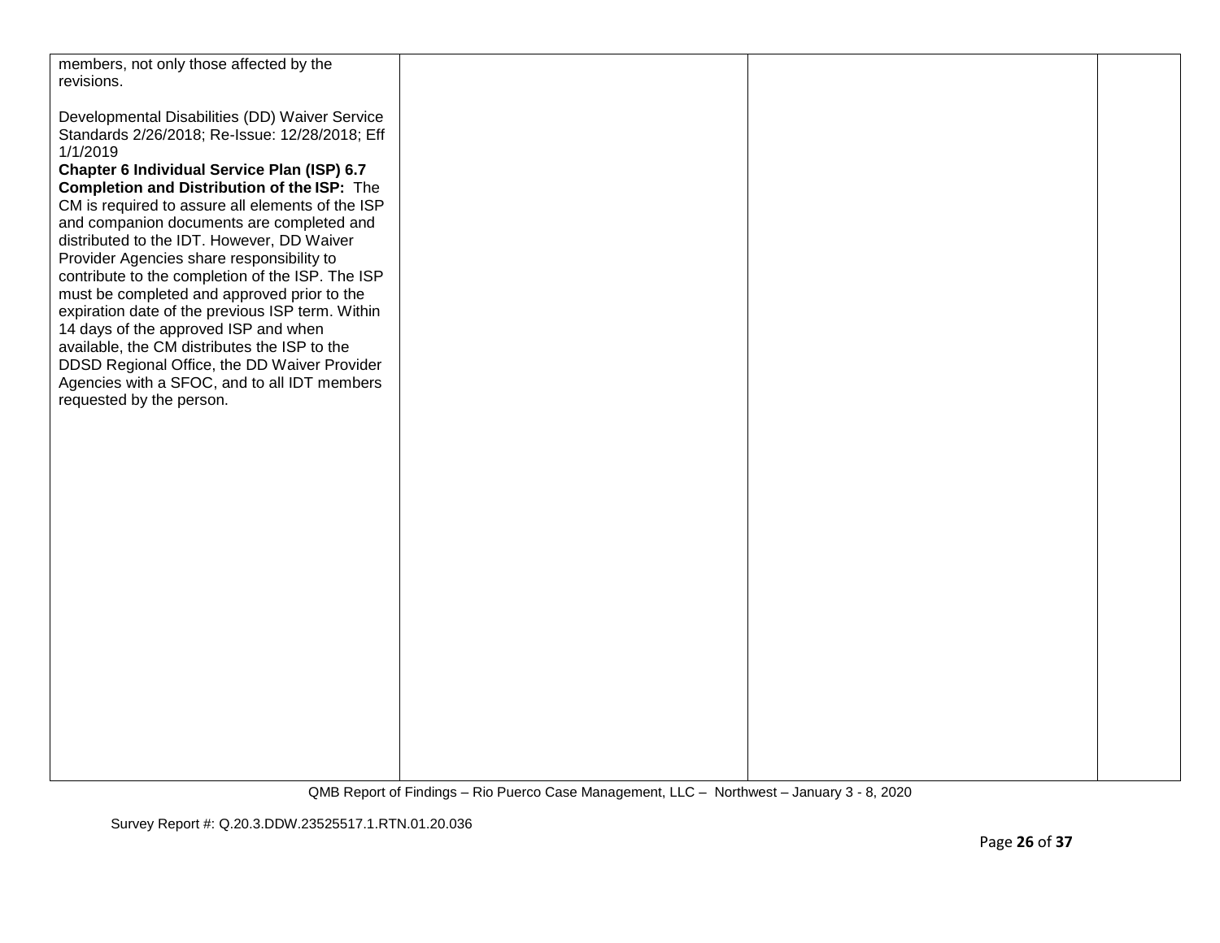| | | | |
|---|---|---|---|
| members, not only those affected by the revisions.<br><br>Developmental Disabilities (DD) Waiver Service Standards 2/26/2018; Re-Issue: 12/28/2018; Eff 1/1/2019<br>**Chapter 6 Individual Service Plan (ISP) 6.7 Completion and Distribution of the ISP:** The CM is required to assure all elements of the ISP and companion documents are completed and distributed to the IDT. However, DD Waiver Provider Agencies share responsibility to contribute to the completion of the ISP. The ISP must be completed and approved prior to the expiration date of the previous ISP term. Within 14 days of the approved ISP and when available, the CM distributes the ISP to the DDSD Regional Office, the DD Waiver Provider Agencies with a SFOC, and to all IDT members requested by the person. | | | |

QMB Report of Findings – Rio Puerco Case Management, LLC – Northwest – January 3 - 8, 2020

Survey Report #: Q.20.3.DDW.23525517.1.RTN.01.20.036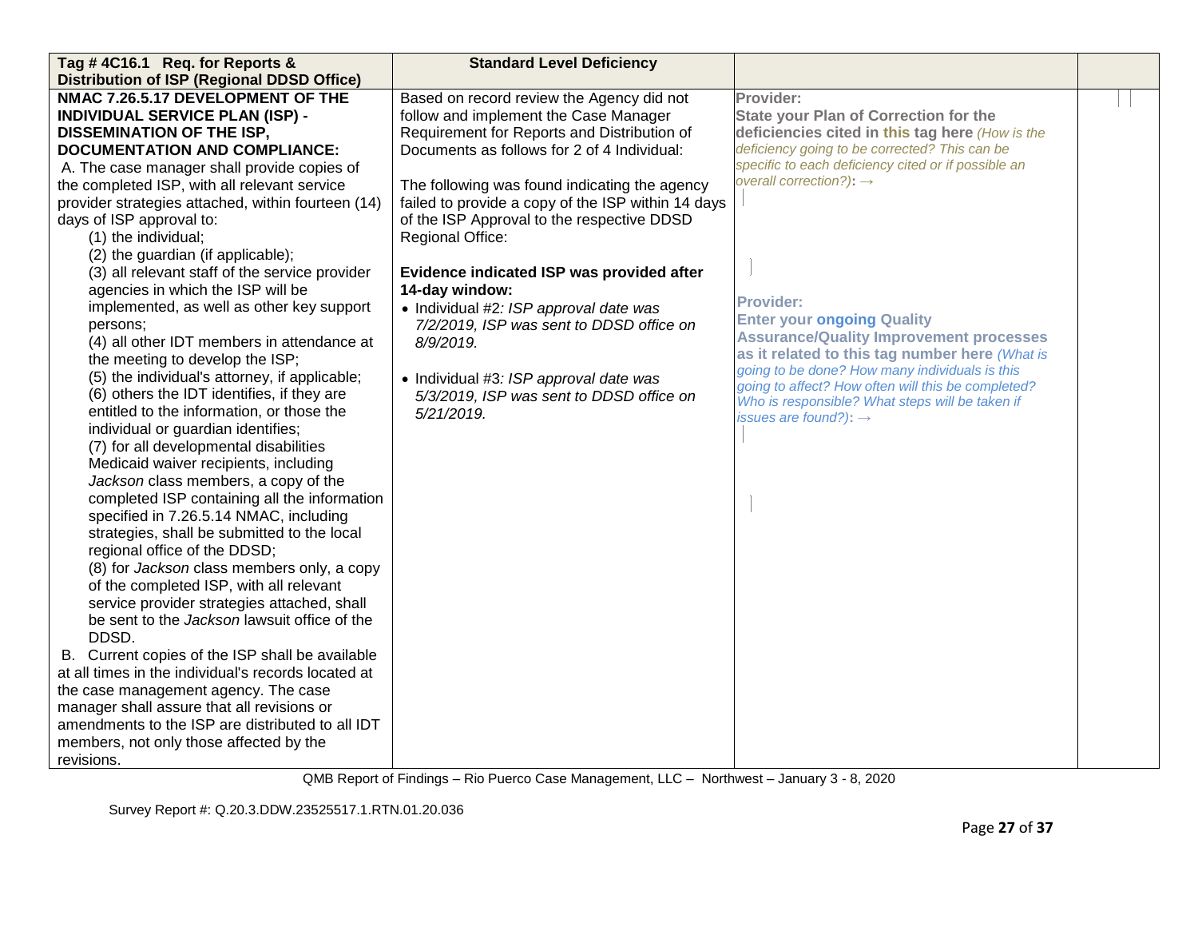| Tag # 4C16.1 Req. for Reports & Distribution of ISP (Regional DDSD Office) | Standard Level Deficiency | | |
|---|---|---|---|
| **NMAC 7.26.5.17 DEVELOPMENT OF THE INDIVIDUAL SERVICE PLAN (ISP) - DISSEMINATION OF THE ISP, DOCUMENTATION AND COMPLIANCE:**<br>A. The case manager shall provide copies of the completed ISP, with all relevant service provider strategies attached, within fourteen (14) days of ISP approval to:<br>(1) the individual;<br>(2) the guardian (if applicable);<br>(3) all relevant staff of the service provider agencies in which the ISP will be implemented, as well as other key support persons;<br>(4) all other IDT members in attendance at the meeting to develop the ISP;<br>(5) the individual's attorney, if applicable;<br>(6) others the IDT identifies, if they are entitled to the information, or those the individual or guardian identifies;<br>(7) for all developmental disabilities Medicaid waiver recipients, including *Jackson* class members, a copy of the completed ISP containing all the information specified in 7.26.5.14 NMAC, including strategies, shall be submitted to the local regional office of the DDSD;<br>(8) for *Jackson* class members only, a copy of the completed ISP, with all relevant service provider strategies attached, shall be sent to the *Jackson* lawsuit office of the DDSD.<br>B. Current copies of the ISP shall be available at all times in the individual's records located at the case management agency. The case manager shall assure that all revisions or amendments to the ISP are distributed to all IDT members, not only those affected by the revisions. | Based on record review the Agency did not follow and implement the Case Manager Requirement for Reports and Distribution of Documents as follows for 2 of 4 Individual:<br><br>The following was found indicating the agency failed to provide a copy of the ISP within 14 days of the ISP Approval to the respective DDSD Regional Office:<br><br>**Evidence indicated ISP was provided after 14-day window:**<br>• Individual #2*: ISP approval date was 7/2/2019, ISP was sent to DDSD office on 8/9/2019.*<br><br>• Individual #3*: ISP approval date was 5/3/2019, ISP was sent to DDSD office on 5/21/2019.* | **Provider:**<br>**State your Plan of Correction for the deficiencies cited in this tag here** *(How is the deficiency going to be corrected? This can be specific to each deficiency cited or if possible an overall correction?)*: →<br><br><br><br>**Provider:**<br>**Enter your ongoing Quality Assurance/Quality Improvement processes as it related to this tag number here** *(What is going to be done? How many individuals is this going to affect? How often will this be completed? Who is responsible? What steps will be taken if issues are found?)*: → | |

QMB Report of Findings – Rio Puerco Case Management, LLC – Northwest – January 3 - 8, 2020

Survey Report #: Q.20.3.DDW.23525517.1.RTN.01.20.036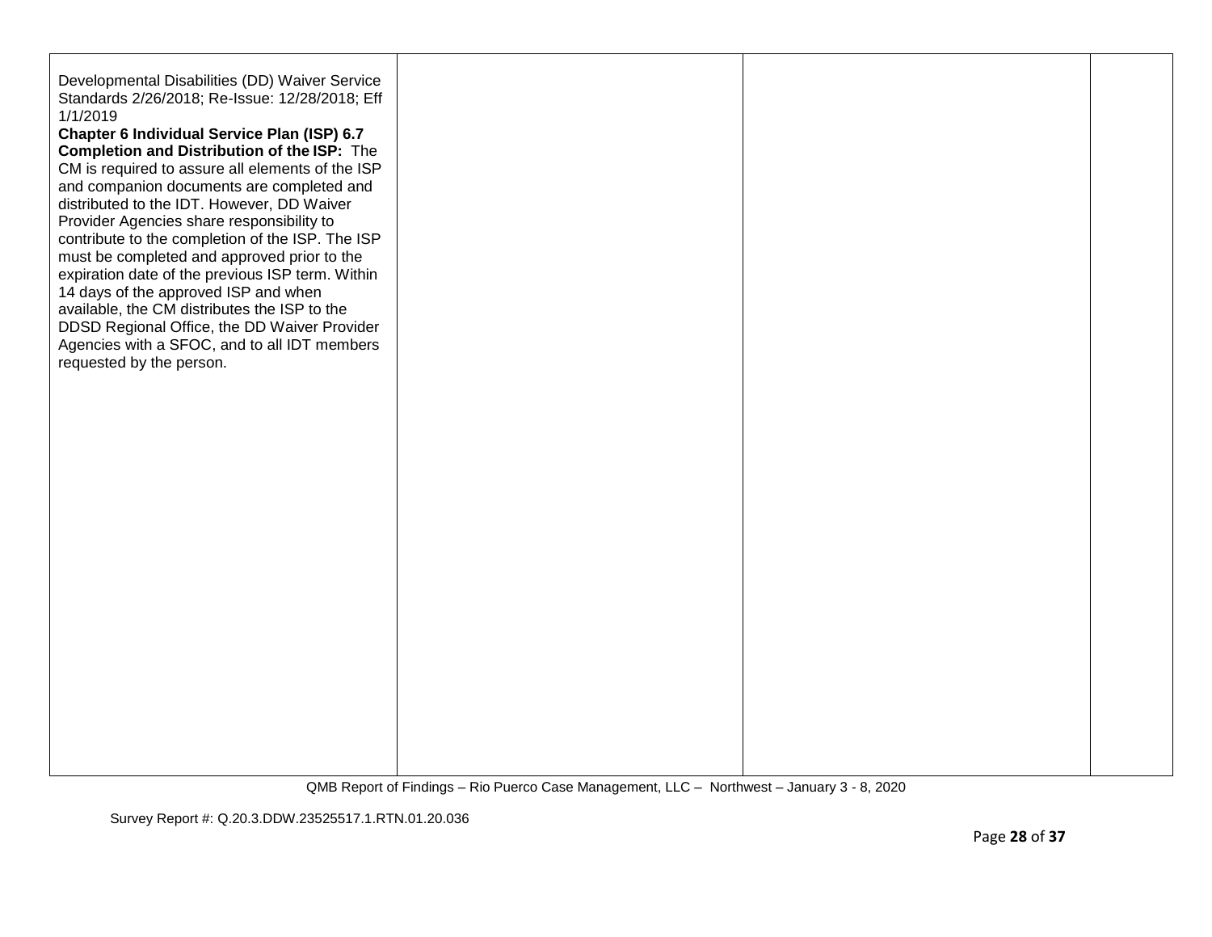| | | | |
|---|---|---|---|
| Developmental Disabilities (DD) Waiver Service Standards 2/26/2018; Re-Issue: 12/28/2018; Eff 1/1/2019<br>**Chapter 6 Individual Service Plan (ISP) 6.7 Completion and Distribution of the ISP:** The CM is required to assure all elements of the ISP and companion documents are completed and distributed to the IDT. However, DD Waiver Provider Agencies share responsibility to contribute to the completion of the ISP. The ISP must be completed and approved prior to the expiration date of the previous ISP term. Within 14 days of the approved ISP and when available, the CM distributes the ISP to the DDSD Regional Office, the DD Waiver Provider Agencies with a SFOC, and to all IDT members requested by the person. | | | |

QMB Report of Findings – Rio Puerco Case Management, LLC – Northwest – January 3 - 8, 2020

Survey Report #: Q.20.3.DDW.23525517.1.RTN.01.20.036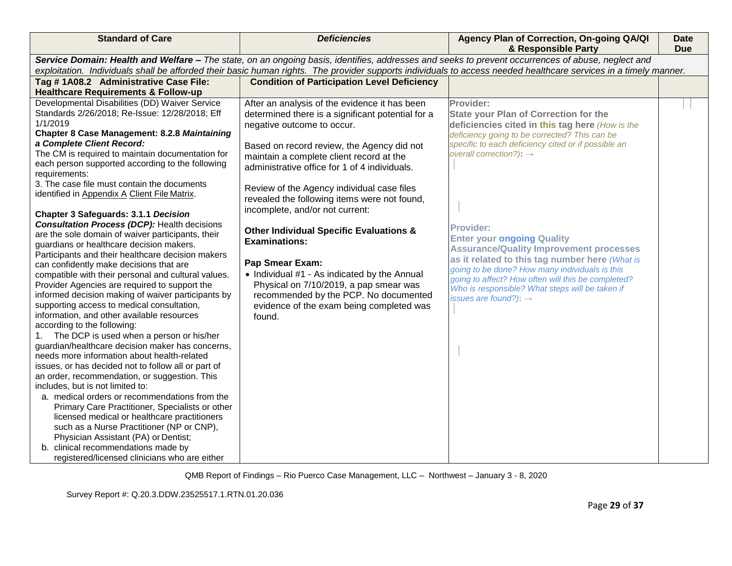| Standard of Care | *Deficiencies* | Agency Plan of Correction, On-going QA/QI & Responsible Party | Date Due |
|---|---|---|---|
| ***Service Domain: Health and Welfare –*** *The state, on an ongoing basis, identifies, addresses and seeks to prevent occurrences of abuse, neglect and exploitation. Individuals shall be afforded their basic human rights. The provider supports individuals to access needed healthcare services in a timely manner.* | | | |
| **Tag # 1A08.2 Administrative Case File: Healthcare Requirements & Follow-up** | **Condition of Participation Level Deficiency** | | |
| Developmental Disabilities (DD) Waiver Service Standards 2/26/2018; Re-Issue: 12/28/2018; Eff 1/1/2019<br>**Chapter 8 Case Management: 8.2.8 *Maintaining a Complete Client Record:***<br>The CM is required to maintain documentation for each person supported according to the following requirements:<br>3. The case file must contain the documents identified in Appendix A Client File Matrix.<br><br>**Chapter 3 Safeguards: 3.1.1 *Decision Consultation Process (DCP):*** Health decisions are the sole domain of waiver participants, their guardians or healthcare decision makers. Participants and their healthcare decision makers can confidently make decisions that are compatible with their personal and cultural values. Provider Agencies are required to support the informed decision making of waiver participants by supporting access to medical consultation, information, and other available resources according to the following:<br>1. The DCP is used when a person or his/her guardian/healthcare decision maker has concerns, needs more information about health-related issues, or has decided not to follow all or part of an order, recommendation, or suggestion. This includes, but is not limited to:<br>a. medical orders or recommendations from the Primary Care Practitioner, Specialists or other licensed medical or healthcare practitioners such as a Nurse Practitioner (NP or CNP), Physician Assistant (PA) or Dentist;<br>b. clinical recommendations made by registered/licensed clinicians who are either | After an analysis of the evidence it has been determined there is a significant potential for a negative outcome to occur.<br><br>Based on record review, the Agency did not maintain a complete client record at the administrative office for 1 of 4 individuals.<br><br>Review of the Agency individual case files revealed the following items were not found, incomplete, and/or not current:<br><br>**Other Individual Specific Evaluations & Examinations:**<br><br>**Pap Smear Exam:**<br>• Individual #1 - As indicated by the Annual Physical on 7/10/2019, a pap smear was recommended by the PCP. No documented evidence of the exam being completed was found. | **Provider:**<br>**State your Plan of Correction for the deficiencies cited in this tag here** *(How is the deficiency going to be corrected? This can be specific to each deficiency cited or if possible an overall correction?)*: →<br><br>**Provider:**<br>**Enter your ongoing Quality Assurance/Quality Improvement processes as it related to this tag number here** *(What is going to be done? How many individuals is this going to affect? How often will this be completed? Who is responsible? What steps will be taken if issues are found?)*: → | |

QMB Report of Findings – Rio Puerco Case Management, LLC – Northwest – January 3 - 8, 2020

Survey Report #: Q.20.3.DDW.23525517.1.RTN.01.20.036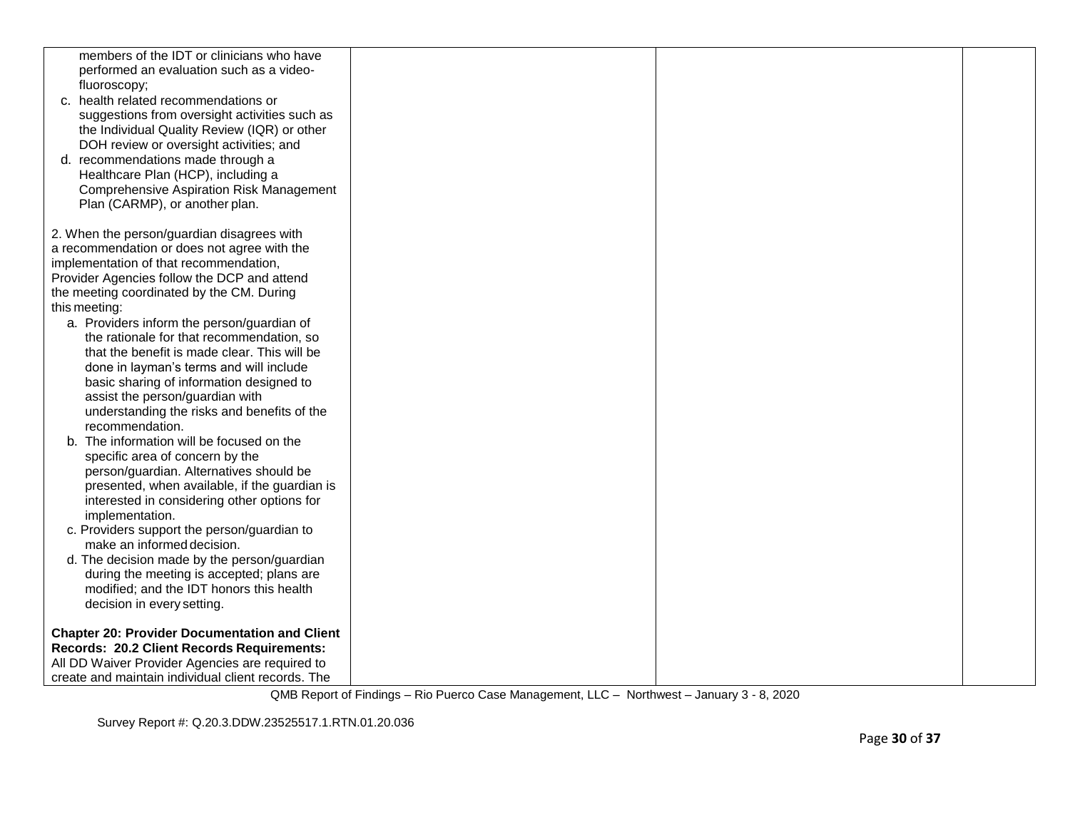| | | | |
|---|---|---|---|
| members of the IDT or clinicians who have performed an evaluation such as a video-fluoroscopy;<br>c. health related recommendations or suggestions from oversight activities such as the Individual Quality Review (IQR) or other DOH review or oversight activities; and<br>d. recommendations made through a Healthcare Plan (HCP), including a Comprehensive Aspiration Risk Management Plan (CARMP), or another plan.<br><br>2. When the person/guardian disagrees with a recommendation or does not agree with the implementation of that recommendation, Provider Agencies follow the DCP and attend the meeting coordinated by the CM. During this meeting:<br>a. Providers inform the person/guardian of the rationale for that recommendation, so that the benefit is made clear. This will be done in layman's terms and will include basic sharing of information designed to assist the person/guardian with understanding the risks and benefits of the recommendation.<br>b. The information will be focused on the specific area of concern by the person/guardian. Alternatives should be presented, when available, if the guardian is interested in considering other options for implementation.<br>c. Providers support the person/guardian to make an informed decision.<br>d. The decision made by the person/guardian during the meeting is accepted; plans are modified; and the IDT honors this health decision in every setting.<br><br>**Chapter 20: Provider Documentation and Client Records: 20.2 Client Records Requirements:** All DD Waiver Provider Agencies are required to create and maintain individual client records. The | | | |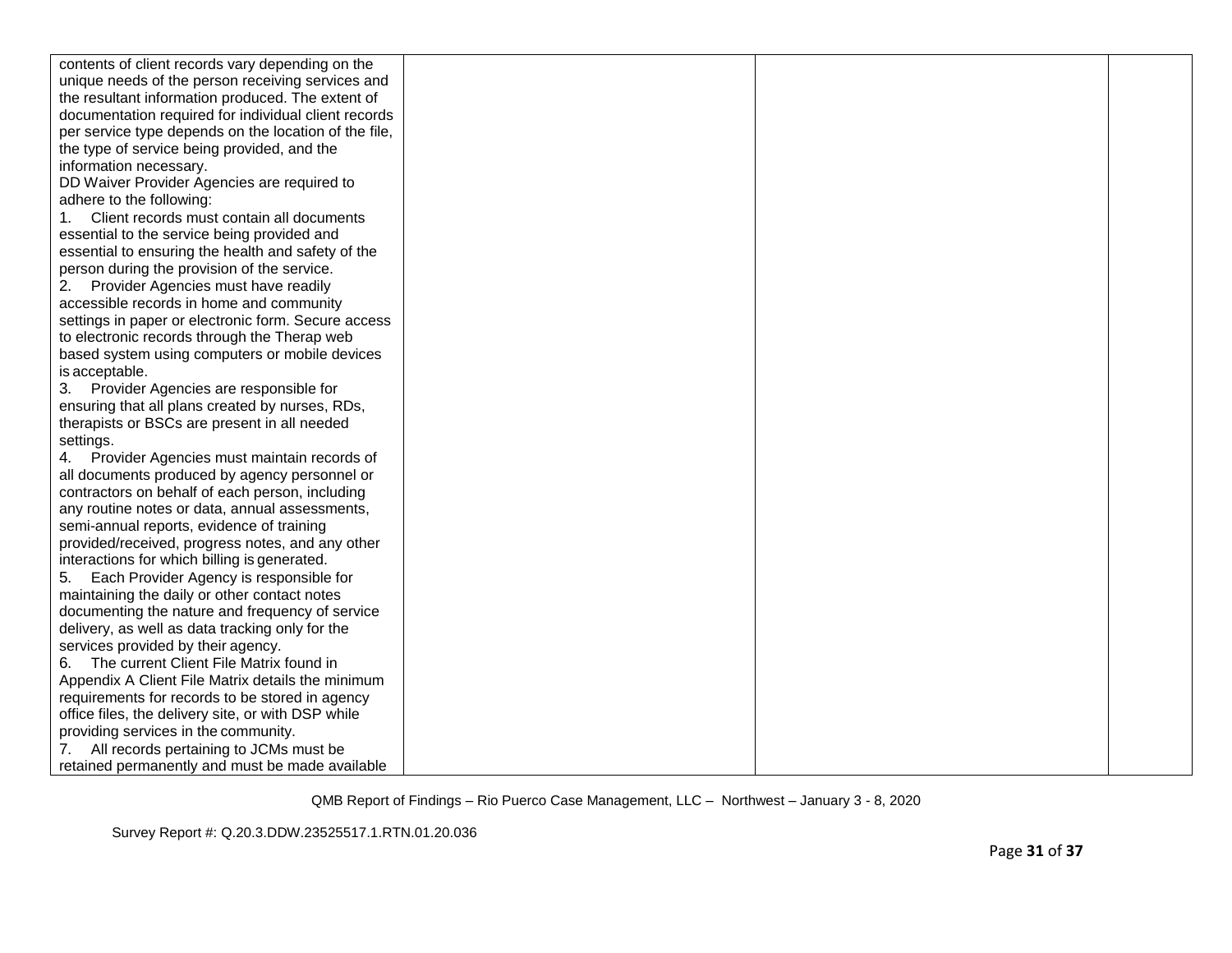| | | | |
|---|---|---|---|
| contents of client records vary depending on the unique needs of the person receiving services and the resultant information produced. The extent of documentation required for individual client records per service type depends on the location of the file, the type of service being provided, and the information necessary.<br>DD Waiver Provider Agencies are required to adhere to the following:<br>1. Client records must contain all documents essential to the service being provided and essential to ensuring the health and safety of the person during the provision of the service.<br>2. Provider Agencies must have readily accessible records in home and community settings in paper or electronic form. Secure access to electronic records through the Therap web based system using computers or mobile devices is acceptable.<br>3. Provider Agencies are responsible for ensuring that all plans created by nurses, RDs, therapists or BSCs are present in all needed settings.<br>4. Provider Agencies must maintain records of all documents produced by agency personnel or contractors on behalf of each person, including any routine notes or data, annual assessments, semi-annual reports, evidence of training provided/received, progress notes, and any other interactions for which billing is generated.<br>5. Each Provider Agency is responsible for maintaining the daily or other contact notes documenting the nature and frequency of service delivery, as well as data tracking only for the services provided by their agency.<br>6. The current Client File Matrix found in Appendix A Client File Matrix details the minimum requirements for records to be stored in agency office files, the delivery site, or with DSP while providing services in the community.<br>7. All records pertaining to JCMs must be retained permanently and must be made available | | | |

QMB Report of Findings – Rio Puerco Case Management, LLC – Northwest – January 3 - 8, 2020

Survey Report #: Q.20.3.DDW.23525517.1.RTN.01.20.036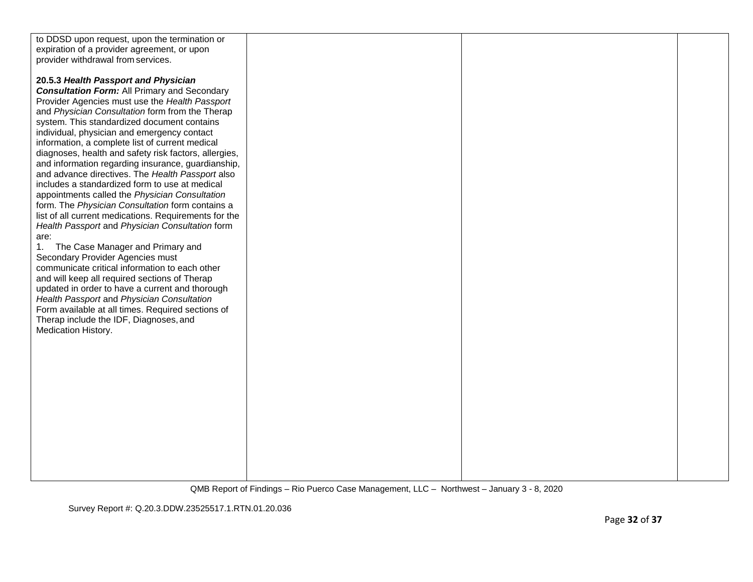| | | | |
|---|---|---|---|
| to DDSD upon request, upon the termination or expiration of a provider agreement, or upon provider withdrawal from services.<br><br>**20.5.3 *Health Passport and Physician Consultation Form:*** All Primary and Secondary Provider Agencies must use the *Health Passport* and *Physician Consultation* form from the Therap system. This standardized document contains individual, physician and emergency contact information, a complete list of current medical diagnoses, health and safety risk factors, allergies, and information regarding insurance, guardianship, and advance directives. The *Health Passport* also includes a standardized form to use at medical appointments called the *Physician Consultation* form. The *Physician Consultation* form contains a list of all current medications. Requirements for the *Health Passport* and *Physician Consultation* form are:<br>1. The Case Manager and Primary and Secondary Provider Agencies must communicate critical information to each other and will keep all required sections of Therap updated in order to have a current and thorough *Health Passport* and *Physician Consultation* Form available at all times. Required sections of Therap include the IDF, Diagnoses, and Medication History. | | | |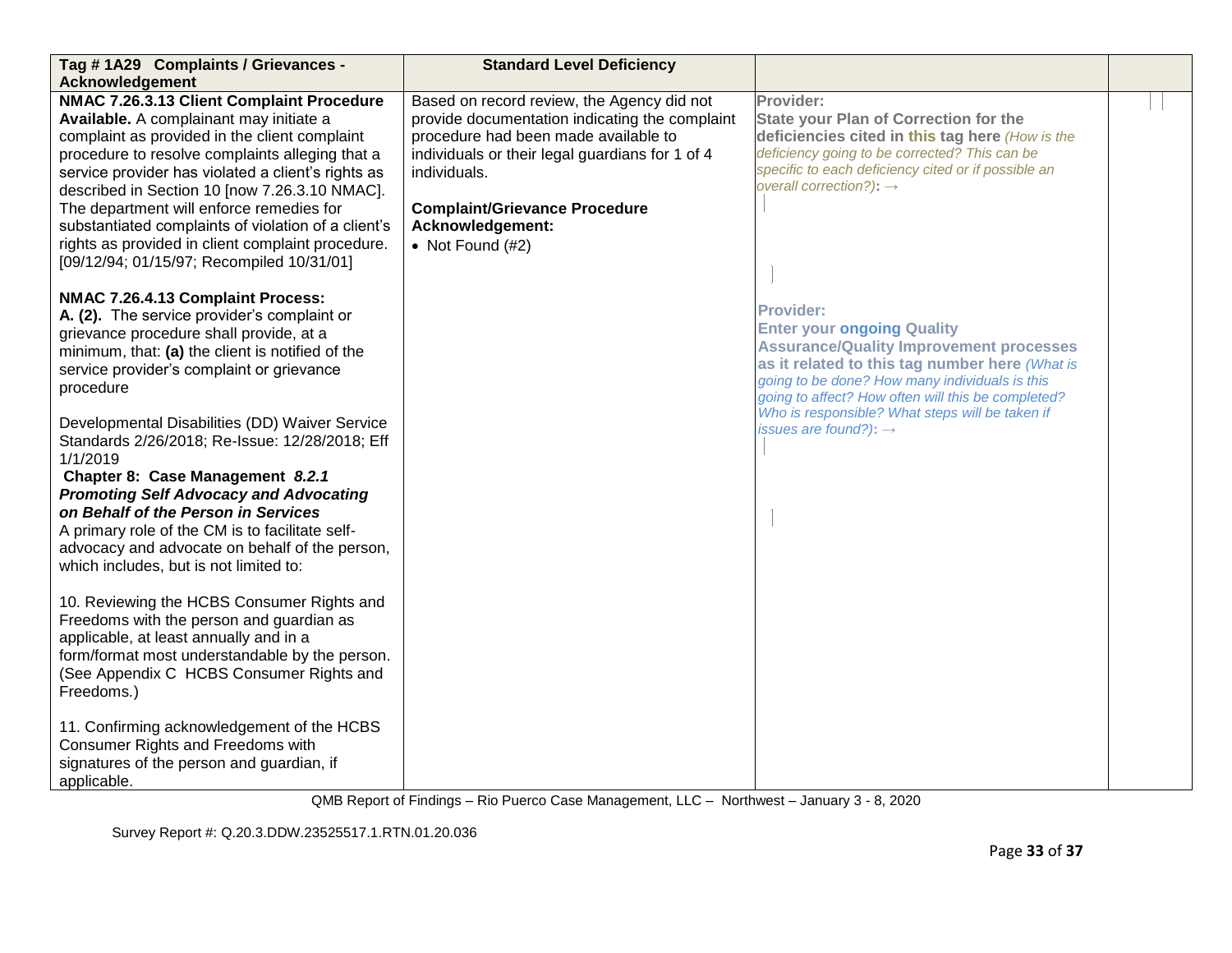| Tag # 1A29 Complaints / Grievances - Acknowledgement | Standard Level Deficiency | | |
|---|---|---|---|
| **NMAC 7.26.3.13 Client Complaint Procedure Available.** A complainant may initiate a complaint as provided in the client complaint procedure to resolve complaints alleging that a service provider has violated a client's rights as described in Section 10 [now 7.26.3.10 NMAC]. The department will enforce remedies for substantiated complaints of violation of a client's rights as provided in client complaint procedure. [09/12/94; 01/15/97; Recompiled 10/31/01]<br><br>**NMAC 7.26.4.13 Complaint Process:**<br>**A. (2).** The service provider's complaint or grievance procedure shall provide, at a minimum, that: **(a)** the client is notified of the service provider's complaint or grievance procedure<br><br>Developmental Disabilities (DD) Waiver Service Standards 2/26/2018; Re-Issue: 12/28/2018; Eff 1/1/2019<br>**Chapter 8: Case Management *8.2.1 Promoting Self Advocacy and Advocating on Behalf of the Person in Services***<br>A primary role of the CM is to facilitate self-advocacy and advocate on behalf of the person, which includes, but is not limited to:<br><br>10. Reviewing the HCBS Consumer Rights and Freedoms with the person and guardian as applicable, at least annually and in a form/format most understandable by the person. (See Appendix C HCBS Consumer Rights and Freedoms.)<br><br>11. Confirming acknowledgement of the HCBS Consumer Rights and Freedoms with signatures of the person and guardian, if applicable. | Based on record review, the Agency did not provide documentation indicating the complaint procedure had been made available to individuals or their legal guardians for 1 of 4 individuals.<br><br>**Complaint/Grievance Procedure Acknowledgement:**<br>• Not Found (#2) | **Provider:**<br>**State your Plan of Correction for the deficiencies cited in this tag here** *(How is the deficiency going to be corrected? This can be specific to each deficiency cited or if possible an overall correction?)*: →<br><br>**Provider:**<br>**Enter your ongoing Quality Assurance/Quality Improvement processes as it related to this tag number here** *(What is going to be done? How many individuals is this going to affect? How often will this be completed? Who is responsible? What steps will be taken if issues are found?)*: → | |

QMB Report of Findings – Rio Puerco Case Management, LLC – Northwest – January 3 - 8, 2020

Survey Report #: Q.20.3.DDW.23525517.1.RTN.01.20.036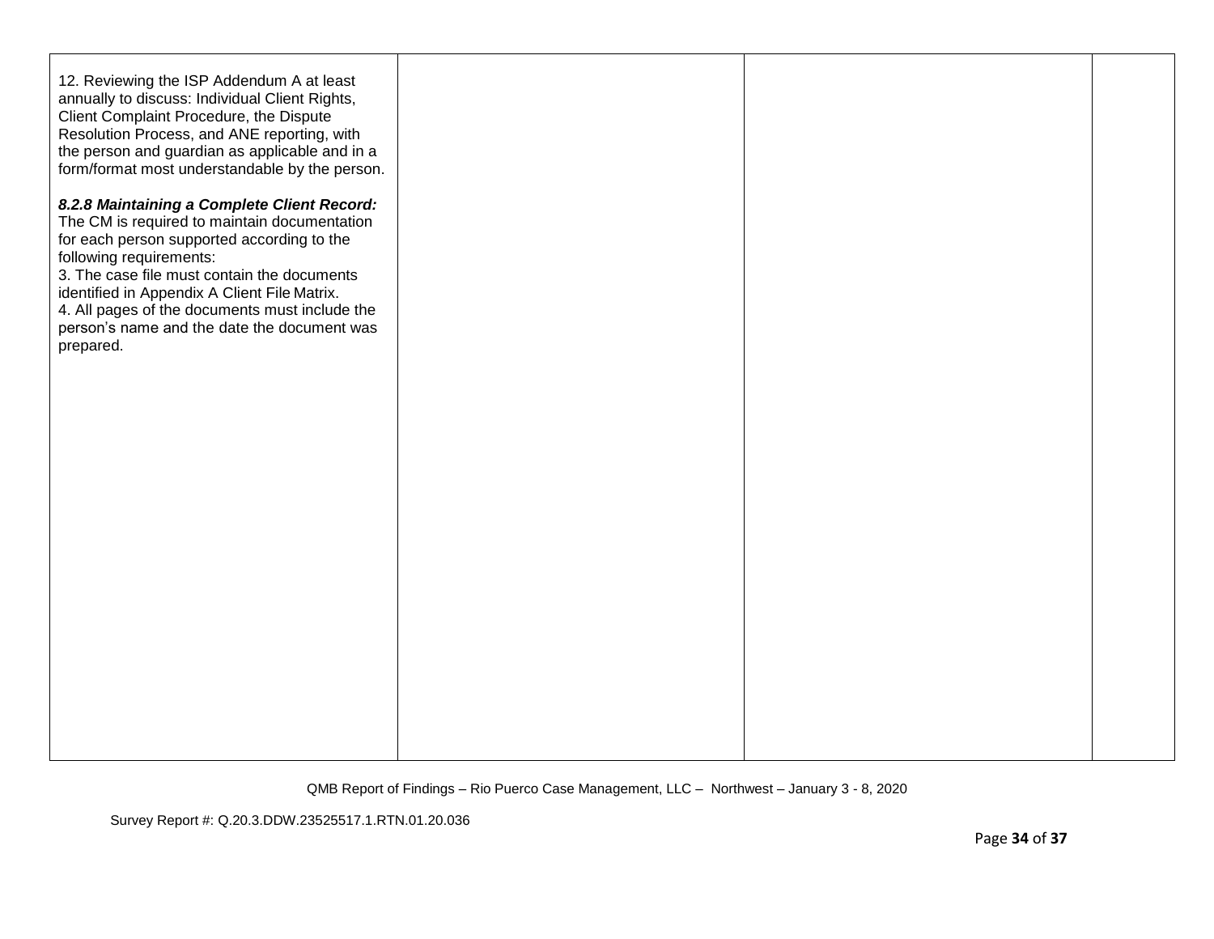| | | | |
|---|---|---|---|
| 12. Reviewing the ISP Addendum A at least annually to discuss: Individual Client Rights, Client Complaint Procedure, the Dispute Resolution Process, and ANE reporting, with the person and guardian as applicable and in a form/format most understandable by the person.<br><br>***8.2.8 Maintaining a Complete Client Record:*** The CM is required to maintain documentation for each person supported according to the following requirements:<br>3. The case file must contain the documents identified in Appendix A Client File Matrix.<br>4. All pages of the documents must include the person's name and the date the document was prepared. | | | |

QMB Report of Findings – Rio Puerco Case Management, LLC – Northwest – January 3 - 8, 2020

Survey Report #: Q.20.3.DDW.23525517.1.RTN.01.20.036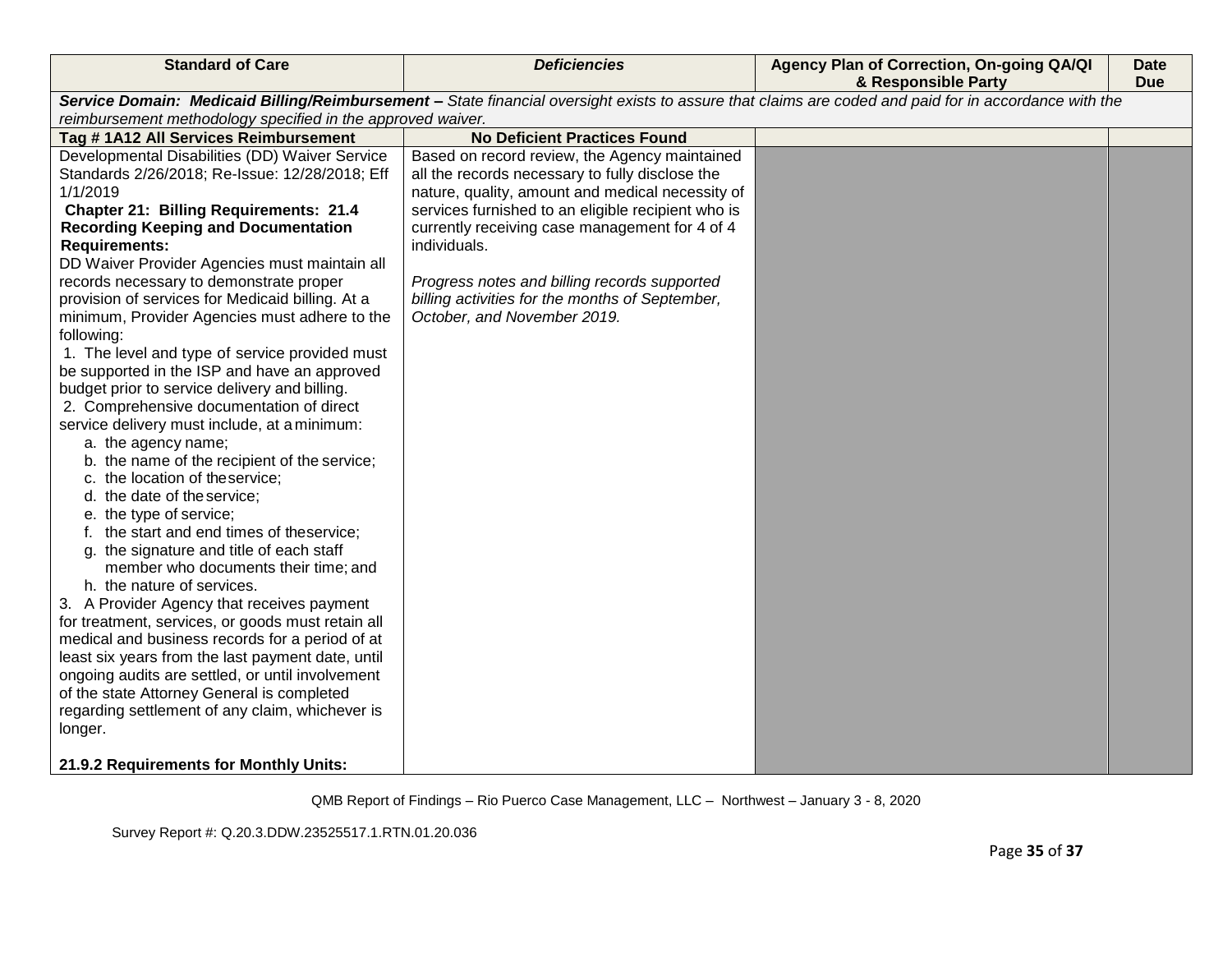| Standard of Care | *Deficiencies* | Agency Plan of Correction, On-going QA/QI & Responsible Party | Date Due |
|---|---|---|---|
| ***Service Domain: Medicaid Billing/Reimbursement –*** *State financial oversight exists to assure that claims are coded and paid for in accordance with the reimbursement methodology specified in the approved waiver.* | | | |
| **Tag # 1A12 All Services Reimbursement** | **No Deficient Practices Found** | | |
| Developmental Disabilities (DD) Waiver Service Standards 2/26/2018; Re-Issue: 12/28/2018; Eff 1/1/2019<br>**Chapter 21: Billing Requirements: 21.4 Recording Keeping and Documentation Requirements:**<br>DD Waiver Provider Agencies must maintain all records necessary to demonstrate proper provision of services for Medicaid billing. At a minimum, Provider Agencies must adhere to the following:<br>1. The level and type of service provided must be supported in the ISP and have an approved budget prior to service delivery and billing.<br>2. Comprehensive documentation of direct service delivery must include, at a minimum:<br>a. the agency name;<br>b. the name of the recipient of the service;<br>c. the location of the service;<br>d. the date of the service;<br>e. the type of service;<br>f. the start and end times of the service;<br>g. the signature and title of each staff member who documents their time; and<br>h. the nature of services.<br>3. A Provider Agency that receives payment for treatment, services, or goods must retain all medical and business records for a period of at least six years from the last payment date, until ongoing audits are settled, or until involvement of the state Attorney General is completed regarding settlement of any claim, whichever is longer.<br><br>**21.9.2 Requirements for Monthly Units:** | Based on record review, the Agency maintained all the records necessary to fully disclose the nature, quality, amount and medical necessity of services furnished to an eligible recipient who is currently receiving case management for 4 of 4 individuals.<br><br>*Progress notes and billing records supported billing activities for the months of September, October, and November 2019.* | | |

QMB Report of Findings – Rio Puerco Case Management, LLC – Northwest – January 3 - 8, 2020

Survey Report #: Q.20.3.DDW.23525517.1.RTN.01.20.036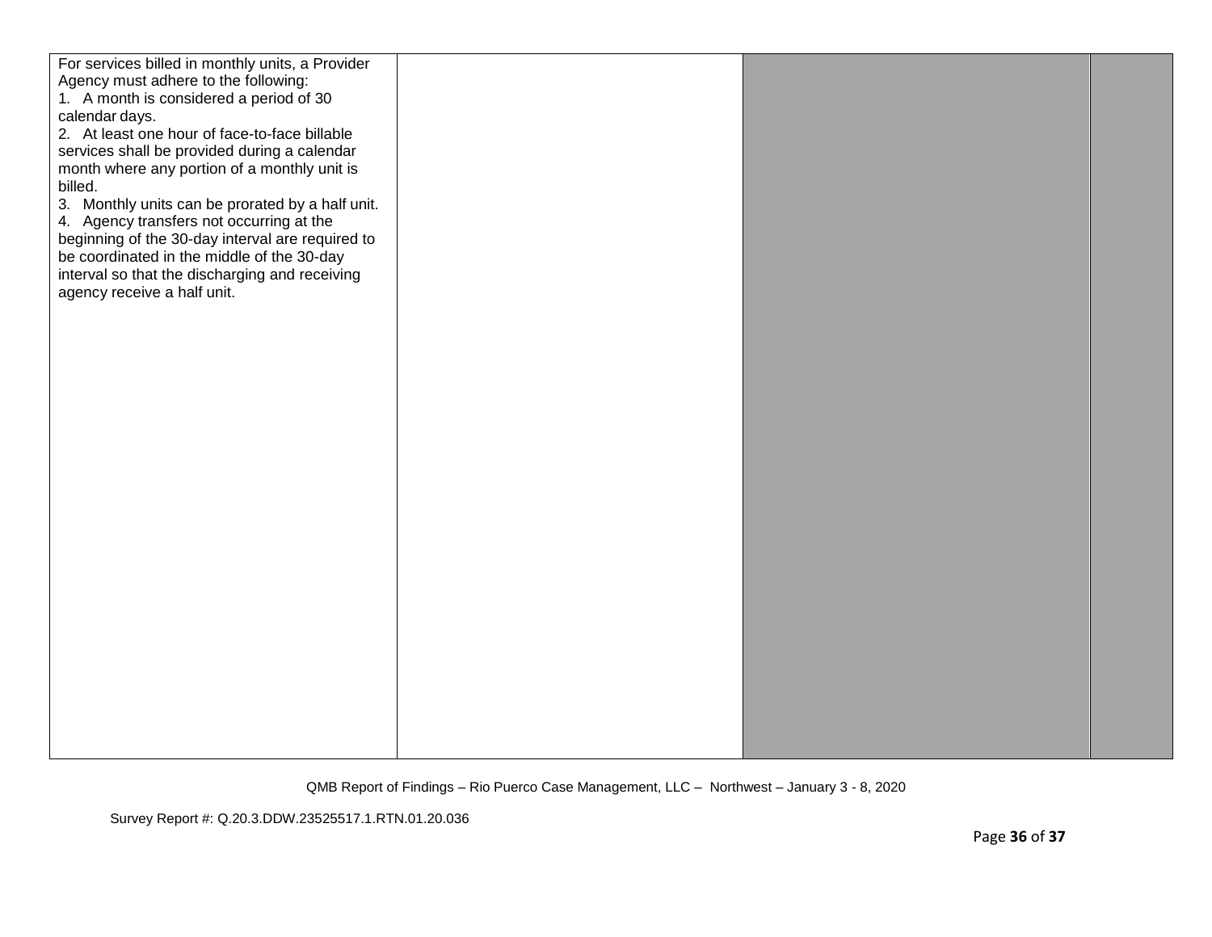| | | | |
|---|---|---|---|
| For services billed in monthly units, a Provider Agency must adhere to the following:<br>1. A month is considered a period of 30 calendar days.<br>2. At least one hour of face-to-face billable services shall be provided during a calendar month where any portion of a monthly unit is billed.<br>3. Monthly units can be prorated by a half unit.<br>4. Agency transfers not occurring at the beginning of the 30-day interval are required to be coordinated in the middle of the 30-day interval so that the discharging and receiving agency receive a half unit. | | | |

QMB Report of Findings – Rio Puerco Case Management, LLC – Northwest – January 3 - 8, 2020

Survey Report #: Q.20.3.DDW.23525517.1.RTN.01.20.036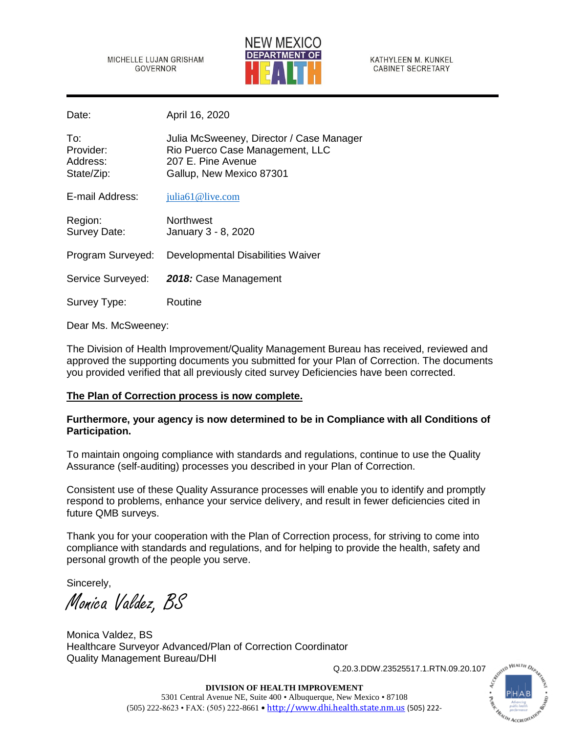MICHELLE LUJAN GRISHAM
GOVERNOR

NEW MEXICO
DEPARTMENT OF
HEALTH

KATHYLEEN M. KUNKEL
CABINET SECRETARY

| | |
|---|---|
| Date: | April 16, 2020 |
| To: | Julia McSweeney, Director / Case Manager |
| Provider: | Rio Puerco Case Management, LLC |
| Address: | 207 E. Pine Avenue |
| State/Zip: | Gallup, New Mexico 87301 |
| E-mail Address: | julia61@live.com |
| Region: | Northwest |
| Survey Date: | January 3 - 8, 2020 |
| Program Surveyed: | Developmental Disabilities Waiver |
| Service Surveyed: | ***2018:*** Case Management |
| Survey Type: | Routine |

Dear Ms. McSweeney:

The Division of Health Improvement/Quality Management Bureau has received, reviewed and approved the supporting documents you submitted for your Plan of Correction. The documents you provided verified that all previously cited survey Deficiencies have been corrected.

**The Plan of Correction process is now complete.**

**Furthermore, your agency is now determined to be in Compliance with all Conditions of Participation.**

To maintain ongoing compliance with standards and regulations, continue to use the Quality Assurance (self-auditing) processes you described in your Plan of Correction.

Consistent use of these Quality Assurance processes will enable you to identify and promptly respond to problems, enhance your service delivery, and result in fewer deficiencies cited in future QMB surveys.

Thank you for your cooperation with the Plan of Correction process, for striving to come into compliance with standards and regulations, and for helping to provide the health, safety and personal growth of the people you serve.

Sincerely,

*Monica Valdez, BS*

Monica Valdez, BS
Healthcare Surveyor Advanced/Plan of Correction Coordinator
Quality Management Bureau/DHI

Q.20.3.DDW.23525517.1.RTN.09.20.107

**DIVISION OF HEALTH IMPROVEMENT**
5301 Central Avenue NE, Suite 400 • Albuquerque, New Mexico • 87108
(505) 222-8623 • FAX: (505) 222-8661 • http://www.dhi.health.state.nm.us (505) 222-